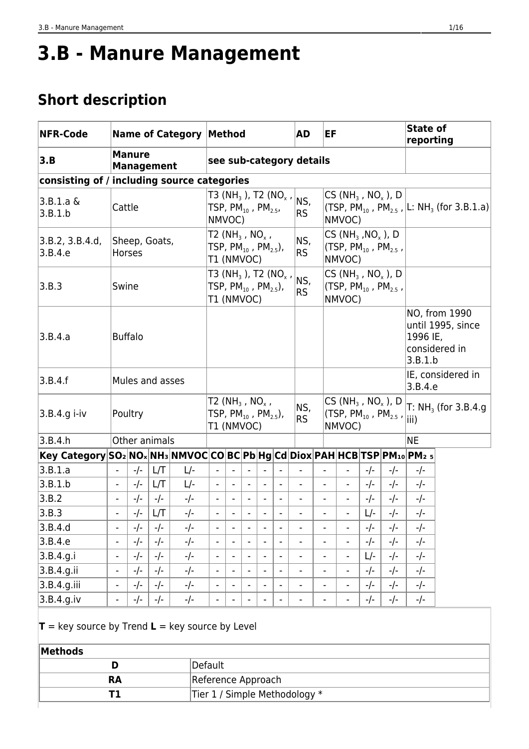# 3.B - Manure Management

## Short description

| NFR-Code | Name of Category | Method | AD | EF | State of reporting |
|---|---|---|---|---|---|
| **3.B** | **Manure Management** | **see sub-category details** | | | |
| **consisting of / including source categories** | | | | | |
| 3.B.1.a & 3.B.1.b | Cattle | T3 ($NH_3$ ), T2 ($NO_x$ , TSP, $PM_{10}$ , $PM_{2.5}$, NMVOC) | NS, RS | CS ($NH_3$ , $NO_x$ ), D (TSP, $PM_{10}$ , $PM_{2.5}$ , NMVOC) | L: $NH_3$ (for 3.B.1.a) |
| 3.B.2, 3.B.4.d, 3.B.4.e | Sheep, Goats, Horses | T2 ($NH_3$ , $NO_x$ , TSP, $PM_{10}$ , $PM_{2.5}$), T1 (NMVOC) | NS, RS | CS ($NH_3$ ,$NO_x$ ), D (TSP, $PM_{10}$ , $PM_{2.5}$ , NMVOC) | |
| 3.B.3 | Swine | T3 ($NH_3$ ), T2 ($NO_x$ , TSP, $PM_{10}$ , $PM_{2.5}$), T1 (NMVOC) | NS, RS | CS ($NH_3$ , $NO_x$ ), D (TSP, $PM_{10}$ , $PM_{2.5}$ , NMVOC) | |
| 3.B.4.a | Buffalo | | | | NO, from 1990 until 1995, since 1996 IE, considered in 3.B.1.b |
| 3.B.4.f | Mules and asses | | | | IE, considered in 3.B.4.e |
| 3.B.4.g i-iv | Poultry | T2 ($NH_3$ , $NO_x$ , TSP, $PM_{10}$ , $PM_{2.5}$), T1 (NMVOC) | NS, RS | CS ($NH_3$ , $NO_x$ ), D (TSP, $PM_{10}$ , $PM_{2.5}$ , NMVOC) | T: $NH_3$ (for 3.B.4.g iii) |
| 3.B.4.h | Other animals | | | | NE |

| Key Category | $SO_2$ | $NO_x$ | $NH_3$ | NMVOC | CO | BC | Pb | Hg | Cd | Diox | PAH | HCB | TSP | $PM_{10}$ | $PM_{2.5}$ |
|---|---|---|---|---|---|---|---|---|---|---|---|---|---|---|---|
| 3.B.1.a | - | -/- | L/T | L/- | - | - | - | - | - | - | - | - | -/- | -/- | -/- |
| 3.B.1.b | - | -/- | L/T | L/- | - | - | - | - | - | - | - | - | -/- | -/- | -/- |
| 3.B.2 | - | -/- | -/- | -/- | - | - | - | - | - | - | - | - | -/- | -/- | -/- |
| 3.B.3 | - | -/- | L/T | -/- | - | - | - | - | - | - | - | - | L/- | -/- | -/- |
| 3.B.4.d | - | -/- | -/- | -/- | - | - | - | - | - | - | - | - | -/- | -/- | -/- |
| 3.B.4.e | - | -/- | -/- | -/- | - | - | - | - | - | - | - | - | -/- | -/- | -/- |
| 3.B.4.g.i | - | -/- | -/- | -/- | - | - | - | - | - | - | - | - | L/- | -/- | -/- |
| 3.B.4.g.ii | - | -/- | -/- | -/- | - | - | - | - | - | - | - | - | -/- | -/- | -/- |
| 3.B.4.g.iii | - | -/- | -/- | -/- | - | - | - | - | - | - | - | - | -/- | -/- | -/- |
| 3.B.4.g.iv | - | -/- | -/- | -/- | - | - | - | - | - | - | - | - | -/- | -/- | -/- |

**T** = key source by Trend **L** = key source by Level

| Methods | |
|---|---|
| **D** | Default |
| **RA** | Reference Approach |
| **T1** | Tier 1 / Simple Methodology * |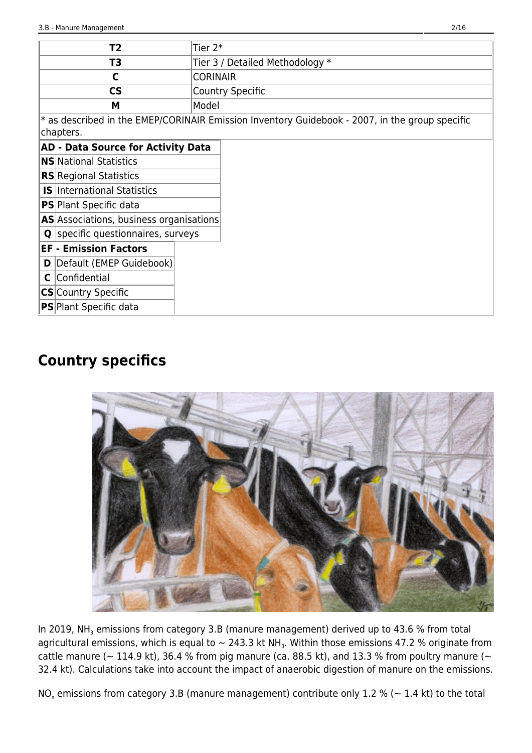| T2 | Tier 2* |
| --- | --- |
| T3 | Tier 3 / Detailed Methodology * |
| C | CORINAIR |
| CS | Country Specific |
| M | Model |

* as described in the EMEP/CORINAIR Emission Inventory Guidebook - 2007, in the group specific chapters.

| AD - Data Source for Activity Data | |
| --- | --- |
| NS | National Statistics |
| RS | Regional Statistics |
| IS | International Statistics |
| PS | Plant Specific data |
| AS | Associations, business organisations |
| Q | specific questionnaires, surveys |

| EF - Emission Factors | |
| --- | --- |
| D | Default (EMEP Guidebook) |
| C | Confidential |
| CS | Country Specific |
| PS | Plant Specific data |

## Country specifics

In 2019, $NH_3$ emissions from category 3.B (manure management) derived up to 43.6 % from total agricultural emissions, which is equal to ~ 243.3 kt $NH_3$. Within those emissions 47.2 % originate from cattle manure (~ 114.9 kt), 36.4 % from pig manure (ca. 88.5 kt), and 13.3 % from poultry manure (~ 32.4 kt). Calculations take into account the impact of anaerobic digestion of manure on the emissions.

$NO_x$ emissions from category 3.B (manure management) contribute only 1.2 % (~ 1.4 kt) to the total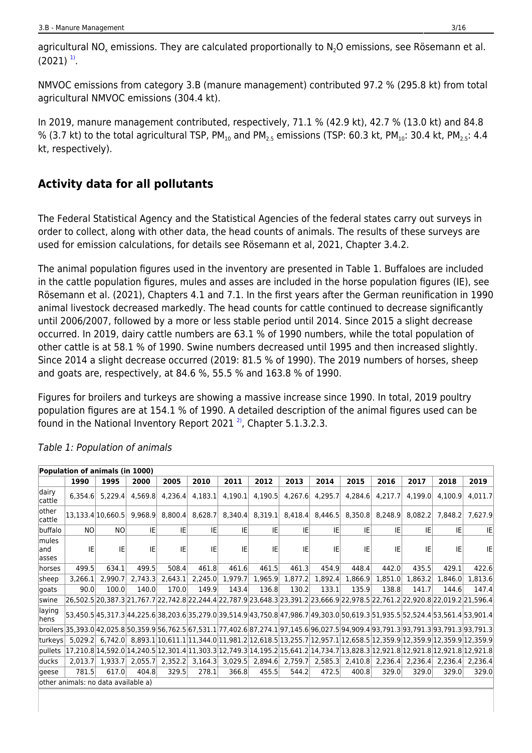agricultural $NO_x$ emissions. They are calculated proportionally to $N_2O$ emissions, see Rösemann et al. (2021) [1].

NMVOC emissions from category 3.B (manure management) contributed 97.2 % (295.8 kt) from total agricultural NMVOC emissions (304.4 kt).

In 2019, manure management contributed, respectively, 71.1 % (42.9 kt), 42.7 % (13.0 kt) and 84.8 % (3.7 kt) to the total agricultural TSP, $PM_{10}$ and $PM_{2.5}$ emissions (TSP: 60.3 kt, $PM_{10}$: 30.4 kt, $PM_{2.5}$: 4.4 kt, respectively).

## Activity data for all pollutants

The Federal Statistical Agency and the Statistical Agencies of the federal states carry out surveys in order to collect, along with other data, the head counts of animals. The results of these surveys are used for emission calculations, for details see Rösemann et al, 2021, Chapter 3.4.2.

The animal population figures used in the inventory are presented in Table 1. Buffaloes are included in the cattle population figures, mules and asses are included in the horse population figures (IE), see Rösemann et al. (2021), Chapters 4.1 and 7.1. In the first years after the German reunification in 1990 animal livestock decreased markedly. The head counts for cattle continued to decrease significantly until 2006/2007, followed by a more or less stable period until 2014. Since 2015 a slight decrease occurred. In 2019, dairy cattle numbers are 63.1 % of 1990 numbers, while the total population of other cattle is at 58.1 % of 1990. Swine numbers decreased until 1995 and then increased slightly. Since 2014 a slight decrease occurred (2019: 81.5 % of 1990). The 2019 numbers of horses, sheep and goats are, respectively, at 84.6 %, 55.5 % and 163.8 % of 1990.

Figures for broilers and turkeys are showing a massive increase since 1990. In total, 2019 poultry population figures are at 154.1 % of 1990. A detailed description of the animal figures used can be found in the National Inventory Report 2021 [2], Chapter 5.1.3.2.3.

*Table 1: Population of animals*

| **Population of animals (in 1000)** | | | | | | | | | | | | | | |
|---|---|---|---|---|---|---|---|---|---|---|---|---|---|---|
| | **1990** | **1995** | **2000** | **2005** | **2010** | **2011** | **2012** | **2013** | **2014** | **2015** | **2016** | **2017** | **2018** | **2019** |
| dairy cattle | 6,354.6 | 5,229.4 | 4,569.8 | 4,236.4 | 4,183.1 | 4,190.1 | 4,190.5 | 4,267.6 | 4,295.7 | 4,284.6 | 4,217.7 | 4,199.0 | 4,100.9 | 4,011.7 |
| other cattle | 13,133.4 | 10,660.5 | 9,968.9 | 8,800.4 | 8,628.7 | 8,340.4 | 8,319.1 | 8,418.4 | 8,446.5 | 8,350.8 | 8,248.9 | 8,082.2 | 7,848.2 | 7,627.9 |
| buffalo | NO | NO | IE | IE | IE | IE | IE | IE | IE | IE | IE | IE | IE | IE |
| mules and asses | IE | IE | IE | IE | IE | IE | IE | IE | IE | IE | IE | IE | IE | IE |
| horses | 499.5 | 634.1 | 499.5 | 508.4 | 461.8 | 461.6 | 461.5 | 461.3 | 454.9 | 448.4 | 442.0 | 435.5 | 429.1 | 422.6 |
| sheep | 3,266.1 | 2,990.7 | 2,743.3 | 2,643.1 | 2,245.0 | 1,979.7 | 1,965.9 | 1,877.2 | 1,892.4 | 1,866.9 | 1,851.0 | 1,863.2 | 1,846.0 | 1,813.6 |
| goats | 90.0 | 100.0 | 140.0 | 170.0 | 149.9 | 143.4 | 136.8 | 130.2 | 133.1 | 135.9 | 138.8 | 141.7 | 144.6 | 147.4 |
| swine | 26,502.5 | 20,387.3 | 21,767.7 | 22,742.8 | 22,244.4 | 22,787.9 | 23,648.3 | 23,391.2 | 23,666.9 | 22,978.5 | 22,761.2 | 22,920.8 | 22,019.2 | 21,596.4 |
| laying hens | 53,450.5 | 45,317.3 | 44,225.6 | 38,203.6 | 35,279.0 | 39,514.9 | 43,750.8 | 47,986.7 | 49,303.0 | 50,619.3 | 51,935.5 | 52,524.4 | 53,561.4 | 53,901.4 |
| broilers | 35,393.0 | 42,025.8 | 50,359.9 | 56,762.5 | 67,531.1 | 77,402.6 | 87,274.1 | 97,145.6 | 96,027.5 | 94,909.4 | 93,791.3 | 93,791.3 | 93,791.3 | 93,791.3 |
| turkeys | 5,029.2 | 6,742.0 | 8,893.1 | 10,611.1 | 11,344.0 | 11,981.2 | 12,618.5 | 13,255.7 | 12,957.1 | 12,658.5 | 12,359.9 | 12,359.9 | 12,359.9 | 12,359.9 |
| pullets | 17,210.8 | 14,592.0 | 14,240.5 | 12,301.4 | 11,303.3 | 12,749.3 | 14,195.2 | 15,641.2 | 14,734.7 | 13,828.3 | 12,921.8 | 12,921.8 | 12,921.8 | 12,921.8 |
| ducks | 2,013.7 | 1,933.7 | 2,055.7 | 2,352.2 | 3,164.3 | 3,029.5 | 2,894.6 | 2,759.7 | 2,585.3 | 2,410.8 | 2,236.4 | 2,236.4 | 2,236.4 | 2,236.4 |
| geese | 781.5 | 617.0 | 404.8 | 329.5 | 278.1 | 366.8 | 455.5 | 544.2 | 472.5 | 400.8 | 329.0 | 329.0 | 329.0 | 329.0 |
| other animals: no data available a) | | | | | | | | | | | | | | |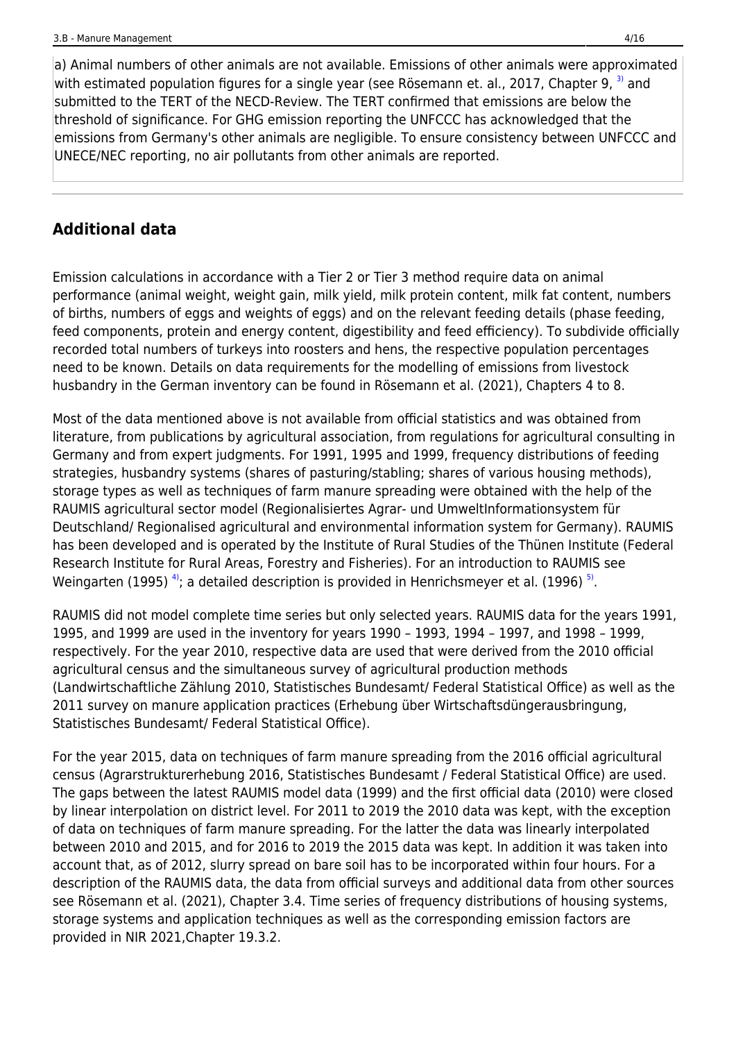a) Animal numbers of other animals are not available. Emissions of other animals were approximated with estimated population figures for a single year (see Rösemann et. al., 2017, Chapter 9, [3] and submitted to the TERT of the NECD-Review. The TERT confirmed that emissions are below the threshold of significance. For GHG emission reporting the UNFCCC has acknowledged that the emissions from Germany's other animals are negligible. To ensure consistency between UNFCCC and UNECE/NEC reporting, no air pollutants from other animals are reported.

## Additional data

Emission calculations in accordance with a Tier 2 or Tier 3 method require data on animal performance (animal weight, weight gain, milk yield, milk protein content, milk fat content, numbers of births, numbers of eggs and weights of eggs) and on the relevant feeding details (phase feeding, feed components, protein and energy content, digestibility and feed efficiency). To subdivide officially recorded total numbers of turkeys into roosters and hens, the respective population percentages need to be known. Details on data requirements for the modelling of emissions from livestock husbandry in the German inventory can be found in Rösemann et al. (2021), Chapters 4 to 8.

Most of the data mentioned above is not available from official statistics and was obtained from literature, from publications by agricultural association, from regulations for agricultural consulting in Germany and from expert judgments. For 1991, 1995 and 1999, frequency distributions of feeding strategies, husbandry systems (shares of pasturing/stabling; shares of various housing methods), storage types as well as techniques of farm manure spreading were obtained with the help of the RAUMIS agricultural sector model (Regionalisiertes Agrar- und UmweltInformationsystem für Deutschland/ Regionalised agricultural and environmental information system for Germany). RAUMIS has been developed and is operated by the Institute of Rural Studies of the Thünen Institute (Federal Research Institute for Rural Areas, Forestry and Fisheries). For an introduction to RAUMIS see Weingarten (1995) [4]; a detailed description is provided in Henrichsmeyer et al. (1996) [5].

RAUMIS did not model complete time series but only selected years. RAUMIS data for the years 1991, 1995, and 1999 are used in the inventory for years 1990 – 1993, 1994 – 1997, and 1998 – 1999, respectively. For the year 2010, respective data are used that were derived from the 2010 official agricultural census and the simultaneous survey of agricultural production methods (Landwirtschaftliche Zählung 2010, Statistisches Bundesamt/ Federal Statistical Office) as well as the 2011 survey on manure application practices (Erhebung über Wirtschaftsdüngerausbringung, Statistisches Bundesamt/ Federal Statistical Office).

For the year 2015, data on techniques of farm manure spreading from the 2016 official agricultural census (Agrarstrukturerhebung 2016, Statistisches Bundesamt / Federal Statistical Office) are used. The gaps between the latest RAUMIS model data (1999) and the first official data (2010) were closed by linear interpolation on district level. For 2011 to 2019 the 2010 data was kept, with the exception of data on techniques of farm manure spreading. For the latter the data was linearly interpolated between 2010 and 2015, and for 2016 to 2019 the 2015 data was kept. In addition it was taken into account that, as of 2012, slurry spread on bare soil has to be incorporated within four hours. For a description of the RAUMIS data, the data from official surveys and additional data from other sources see Rösemann et al. (2021), Chapter 3.4. Time series of frequency distributions of housing systems, storage systems and application techniques as well as the corresponding emission factors are provided in NIR 2021,Chapter 19.3.2.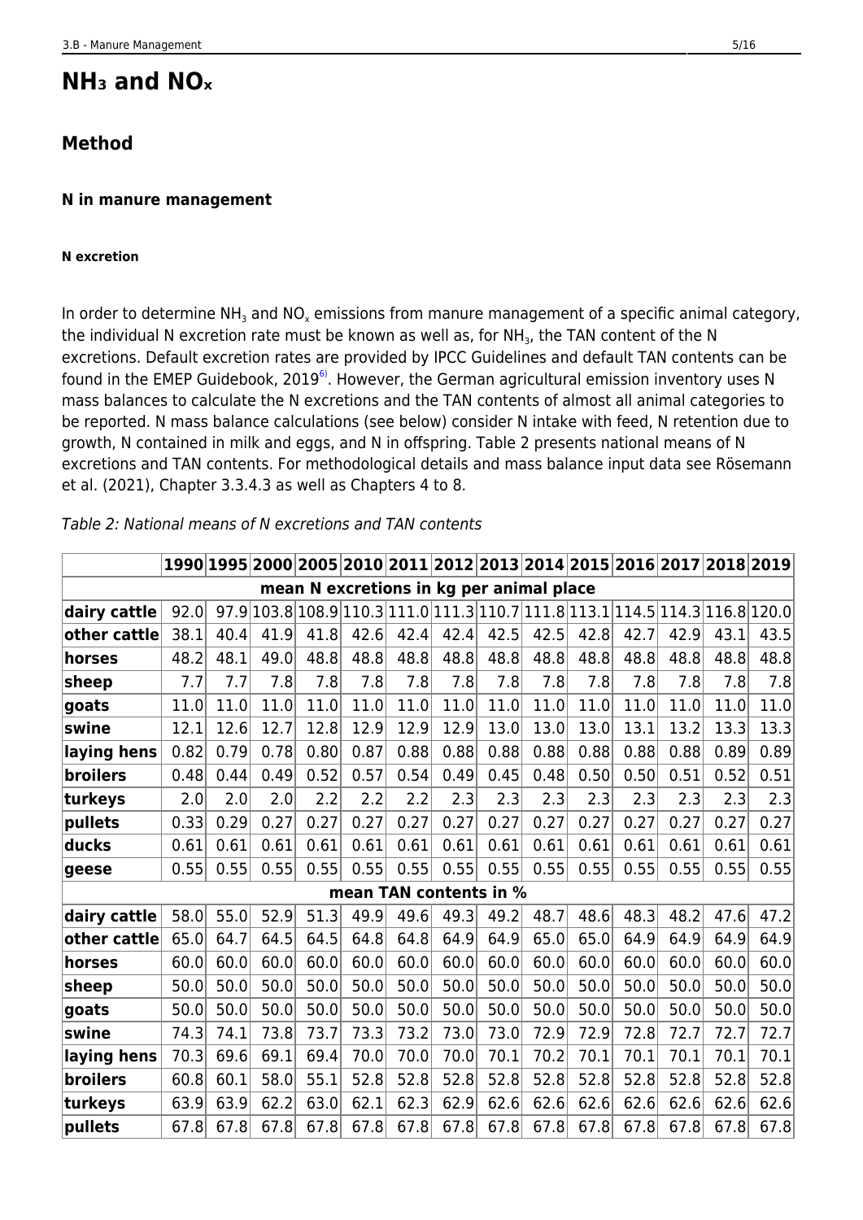# $NH_3$ and $NO_x$

## Method

### N in manure management

#### N excretion

In order to determine $NH_3$ and $NO_x$ emissions from manure management of a specific animal category, the individual N excretion rate must be known as well as, for $NH_3$, the TAN content of the N excretions. Default excretion rates are provided by IPCC Guidelines and default TAN contents can be found in the EMEP Guidebook, 2019[6]. However, the German agricultural emission inventory uses N mass balances to calculate the N excretions and the TAN contents of almost all animal categories to be reported. N mass balance calculations (see below) consider N intake with feed, N retention due to growth, N contained in milk and eggs, and N in offspring. Table 2 presents national means of N excretions and TAN contents. For methodological details and mass balance input data see Rösemann et al. (2021), Chapter 3.3.4.3 as well as Chapters 4 to 8.

*Table 2: National means of N excretions and TAN contents*

| | 1990 | 1995 | 2000 | 2005 | 2010 | 2011 | 2012 | 2013 | 2014 | 2015 | 2016 | 2017 | 2018 | 2019 |
|---|---|---|---|---|---|---|---|---|---|---|---|---|---|---|
| **mean N excretions in kg per animal place** | | | | | | | | | | | | | | |
| **dairy cattle** | 92.0 | 97.9 | 103.8 | 108.9 | 110.3 | 111.0 | 111.3 | 110.7 | 111.8 | 113.1 | 114.5 | 114.3 | 116.8 | 120.0 |
| **other cattle** | 38.1 | 40.4 | 41.9 | 41.8 | 42.6 | 42.4 | 42.4 | 42.5 | 42.5 | 42.8 | 42.7 | 42.9 | 43.1 | 43.5 |
| **horses** | 48.2 | 48.1 | 49.0 | 48.8 | 48.8 | 48.8 | 48.8 | 48.8 | 48.8 | 48.8 | 48.8 | 48.8 | 48.8 | 48.8 |
| **sheep** | 7.7 | 7.7 | 7.8 | 7.8 | 7.8 | 7.8 | 7.8 | 7.8 | 7.8 | 7.8 | 7.8 | 7.8 | 7.8 | 7.8 |
| **goats** | 11.0 | 11.0 | 11.0 | 11.0 | 11.0 | 11.0 | 11.0 | 11.0 | 11.0 | 11.0 | 11.0 | 11.0 | 11.0 | 11.0 |
| **swine** | 12.1 | 12.6 | 12.7 | 12.8 | 12.9 | 12.9 | 12.9 | 13.0 | 13.0 | 13.0 | 13.1 | 13.2 | 13.3 | 13.3 |
| **laying hens** | 0.82 | 0.79 | 0.78 | 0.80 | 0.87 | 0.88 | 0.88 | 0.88 | 0.88 | 0.88 | 0.88 | 0.88 | 0.89 | 0.89 |
| **broilers** | 0.48 | 0.44 | 0.49 | 0.52 | 0.57 | 0.54 | 0.49 | 0.45 | 0.48 | 0.50 | 0.50 | 0.51 | 0.52 | 0.51 |
| **turkeys** | 2.0 | 2.0 | 2.0 | 2.2 | 2.2 | 2.2 | 2.3 | 2.3 | 2.3 | 2.3 | 2.3 | 2.3 | 2.3 | 2.3 |
| **pullets** | 0.33 | 0.29 | 0.27 | 0.27 | 0.27 | 0.27 | 0.27 | 0.27 | 0.27 | 0.27 | 0.27 | 0.27 | 0.27 | 0.27 |
| **ducks** | 0.61 | 0.61 | 0.61 | 0.61 | 0.61 | 0.61 | 0.61 | 0.61 | 0.61 | 0.61 | 0.61 | 0.61 | 0.61 | 0.61 |
| **geese** | 0.55 | 0.55 | 0.55 | 0.55 | 0.55 | 0.55 | 0.55 | 0.55 | 0.55 | 0.55 | 0.55 | 0.55 | 0.55 | 0.55 |
| **mean TAN contents in %** | | | | | | | | | | | | | | |
| **dairy cattle** | 58.0 | 55.0 | 52.9 | 51.3 | 49.9 | 49.6 | 49.3 | 49.2 | 48.7 | 48.6 | 48.3 | 48.2 | 47.6 | 47.2 |
| **other cattle** | 65.0 | 64.7 | 64.5 | 64.5 | 64.8 | 64.8 | 64.9 | 64.9 | 65.0 | 65.0 | 64.9 | 64.9 | 64.9 | 64.9 |
| **horses** | 60.0 | 60.0 | 60.0 | 60.0 | 60.0 | 60.0 | 60.0 | 60.0 | 60.0 | 60.0 | 60.0 | 60.0 | 60.0 | 60.0 |
| **sheep** | 50.0 | 50.0 | 50.0 | 50.0 | 50.0 | 50.0 | 50.0 | 50.0 | 50.0 | 50.0 | 50.0 | 50.0 | 50.0 | 50.0 |
| **goats** | 50.0 | 50.0 | 50.0 | 50.0 | 50.0 | 50.0 | 50.0 | 50.0 | 50.0 | 50.0 | 50.0 | 50.0 | 50.0 | 50.0 |
| **swine** | 74.3 | 74.1 | 73.8 | 73.7 | 73.3 | 73.2 | 73.0 | 73.0 | 72.9 | 72.9 | 72.8 | 72.7 | 72.7 | 72.7 |
| **laying hens** | 70.3 | 69.6 | 69.1 | 69.4 | 70.0 | 70.0 | 70.0 | 70.1 | 70.2 | 70.1 | 70.1 | 70.1 | 70.1 | 70.1 |
| **broilers** | 60.8 | 60.1 | 58.0 | 55.1 | 52.8 | 52.8 | 52.8 | 52.8 | 52.8 | 52.8 | 52.8 | 52.8 | 52.8 | 52.8 |
| **turkeys** | 63.9 | 63.9 | 62.2 | 63.0 | 62.1 | 62.3 | 62.9 | 62.6 | 62.6 | 62.6 | 62.6 | 62.6 | 62.6 | 62.6 |
| **pullets** | 67.8 | 67.8 | 67.8 | 67.8 | 67.8 | 67.8 | 67.8 | 67.8 | 67.8 | 67.8 | 67.8 | 67.8 | 67.8 | 67.8 |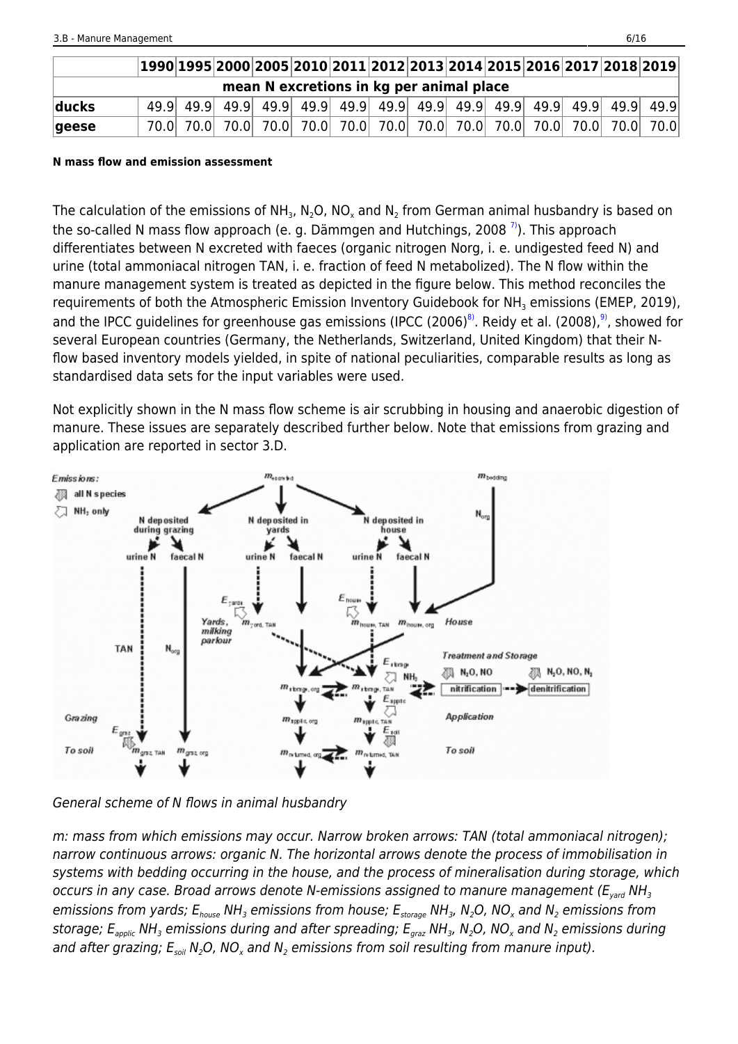| | 1990 | 1995 | 2000 | 2005 | 2010 | 2011 | 2012 | 2013 | 2014 | 2015 | 2016 | 2017 | 2018 | 2019 |
|---|---|---|---|---|---|---|---|---|---|---|---|---|---|---|
| mean N excretions in kg per animal place | | | | | | | | | | | | | | |
| **ducks** | 49.9 | 49.9 | 49.9 | 49.9 | 49.9 | 49.9 | 49.9 | 49.9 | 49.9 | 49.9 | 49.9 | 49.9 | 49.9 | 49.9 |
| **geese** | 70.0 | 70.0 | 70.0 | 70.0 | 70.0 | 70.0 | 70.0 | 70.0 | 70.0 | 70.0 | 70.0 | 70.0 | 70.0 | 70.0 |

**N mass flow and emission assessment**

The calculation of the emissions of $NH_3$, $N_2O$, $NO_x$ and $N_2$ from German animal husbandry is based on the so-called N mass flow approach (e. g. Dämmgen and Hutchings, 2008 [7)]). This approach differentiates between N excreted with faeces (organic nitrogen Norg, i. e. undigested feed N) and urine (total ammoniacal nitrogen TAN, i. e. fraction of feed N metabolized). The N flow within the manure management system is treated as depicted in the figure below. This method reconciles the requirements of both the Atmospheric Emission Inventory Guidebook for $NH_3$ emissions (EMEP, 2019), and the IPCC guidelines for greenhouse gas emissions (IPCC (2006)[8)]. Reidy et al. (2008),[9)], showed for several European countries (Germany, the Netherlands, Switzerland, United Kingdom) that their N-flow based inventory models yielded, in spite of national peculiarities, comparable results as long as standardised data sets for the input variables were used.

Not explicitly shown in the N mass flow scheme is air scrubbing in housing and anaerobic digestion of manure. These issues are separately described further below. Note that emissions from grazing and application are reported in sector 3.D.

*General scheme of N flows in animal husbandry*

*m: mass from which emissions may occur. Narrow broken arrows: TAN (total ammoniacal nitrogen); narrow continuous arrows: organic N. The horizontal arrows denote the process of immobilisation in systems with bedding occurring in the house, and the process of mineralisation during storage, which occurs in any case. Broad arrows denote N-emissions assigned to manure management ($E_{yard}$ $NH_3$ emissions from yards; $E_{house}$ $NH_3$ emissions from house; $E_{storage}$ $NH_3$, $N_2O$, $NO_x$ and $N_2$ emissions from storage; $E_{applic}$ $NH_3$ emissions during and after spreading; $E_{graz}$ $NH_3$, $N_2O$, $NO_x$ and $N_2$ emissions during and after grazing; $E_{soil}$ $N_2O$, $NO_x$ and $N_2$ emissions from soil resulting from manure input).*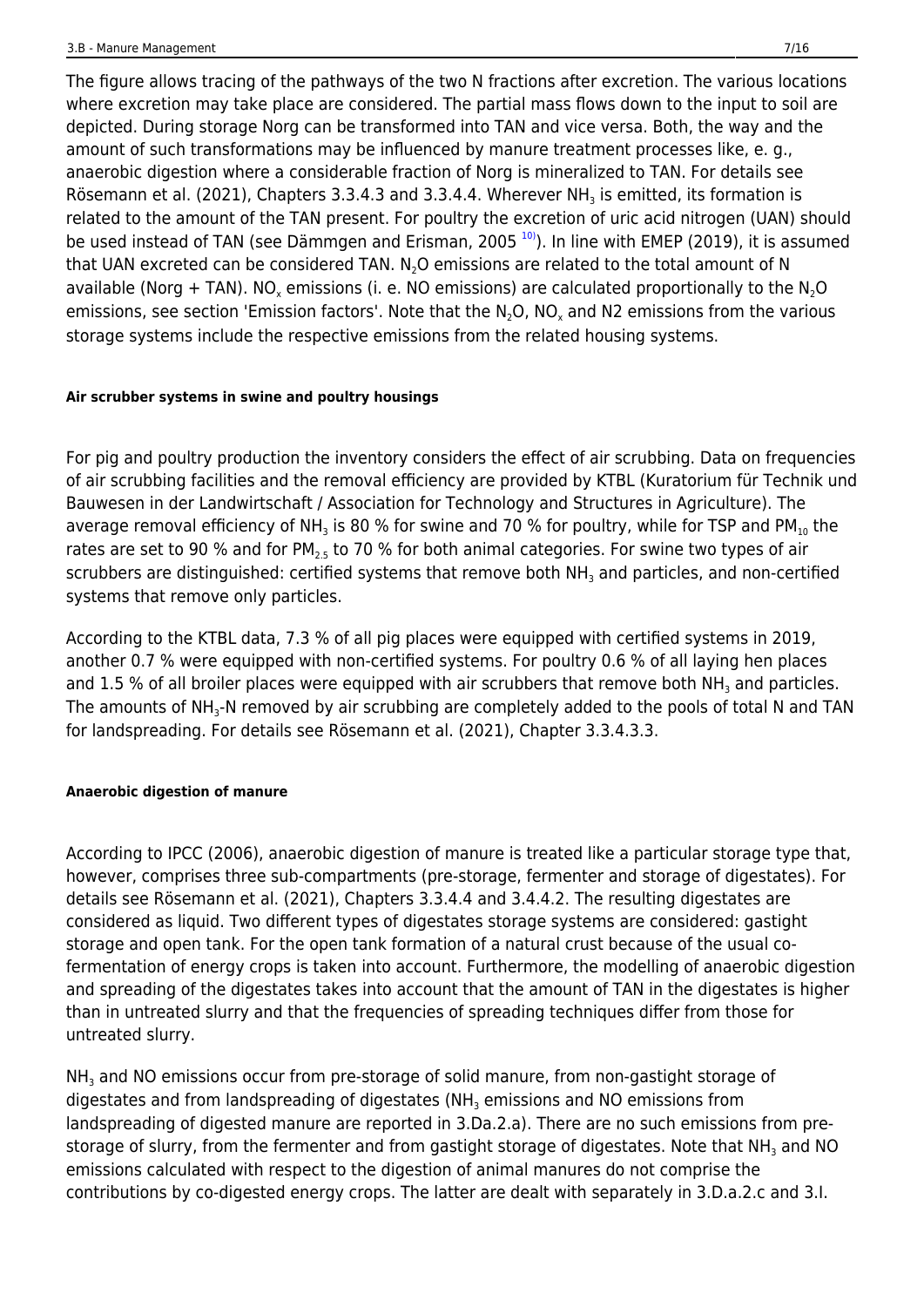The figure allows tracing of the pathways of the two N fractions after excretion. The various locations where excretion may take place are considered. The partial mass flows down to the input to soil are depicted. During storage Norg can be transformed into TAN and vice versa. Both, the way and the amount of such transformations may be influenced by manure treatment processes like, e. g., anaerobic digestion where a considerable fraction of Norg is mineralized to TAN. For details see Rösemann et al. (2021), Chapters 3.3.4.3 and 3.3.4.4. Wherever $NH_3$ is emitted, its formation is related to the amount of the TAN present. For poultry the excretion of uric acid nitrogen (UAN) should be used instead of TAN (see Dämmgen and Erisman, 2005 [10)]). In line with EMEP (2019), it is assumed that UAN excreted can be considered TAN. $N_2O$ emissions are related to the total amount of N available (Norg + TAN). $NO_x$ emissions (i. e. NO emissions) are calculated proportionally to the $N_2O$ emissions, see section 'Emission factors'. Note that the $N_2O$, $NO_x$ and N2 emissions from the various storage systems include the respective emissions from the related housing systems.

#### Air scrubber systems in swine and poultry housings

For pig and poultry production the inventory considers the effect of air scrubbing. Data on frequencies of air scrubbing facilities and the removal efficiency are provided by KTBL (Kuratorium für Technik und Bauwesen in der Landwirtschaft / Association for Technology and Structures in Agriculture). The average removal efficiency of $NH_3$ is 80 % for swine and 70 % for poultry, while for TSP and $PM_{10}$ the rates are set to 90 % and for $PM_{2.5}$ to 70 % for both animal categories. For swine two types of air scrubbers are distinguished: certified systems that remove both $NH_3$ and particles, and non-certified systems that remove only particles.

According to the KTBL data, 7.3 % of all pig places were equipped with certified systems in 2019, another 0.7 % were equipped with non-certified systems. For poultry 0.6 % of all laying hen places and 1.5 % of all broiler places were equipped with air scrubbers that remove both $NH_3$ and particles. The amounts of $NH_3$-N removed by air scrubbing are completely added to the pools of total N and TAN for landspreading. For details see Rösemann et al. (2021), Chapter 3.3.4.3.3.

#### Anaerobic digestion of manure

According to IPCC (2006), anaerobic digestion of manure is treated like a particular storage type that, however, comprises three sub-compartments (pre-storage, fermenter and storage of digestates). For details see Rösemann et al. (2021), Chapters 3.3.4.4 and 3.4.4.2. The resulting digestates are considered as liquid. Two different types of digestates storage systems are considered: gastight storage and open tank. For the open tank formation of a natural crust because of the usual co-fermentation of energy crops is taken into account. Furthermore, the modelling of anaerobic digestion and spreading of the digestates takes into account that the amount of TAN in the digestates is higher than in untreated slurry and that the frequencies of spreading techniques differ from those for untreated slurry.

$NH_3$ and NO emissions occur from pre-storage of solid manure, from non-gastight storage of digestates and from landspreading of digestates ($NH_3$ emissions and NO emissions from landspreading of digested manure are reported in 3.Da.2.a). There are no such emissions from pre-storage of slurry, from the fermenter and from gastight storage of digestates. Note that $NH_3$ and NO emissions calculated with respect to the digestion of animal manures do not comprise the contributions by co-digested energy crops. The latter are dealt with separately in 3.D.a.2.c and 3.I.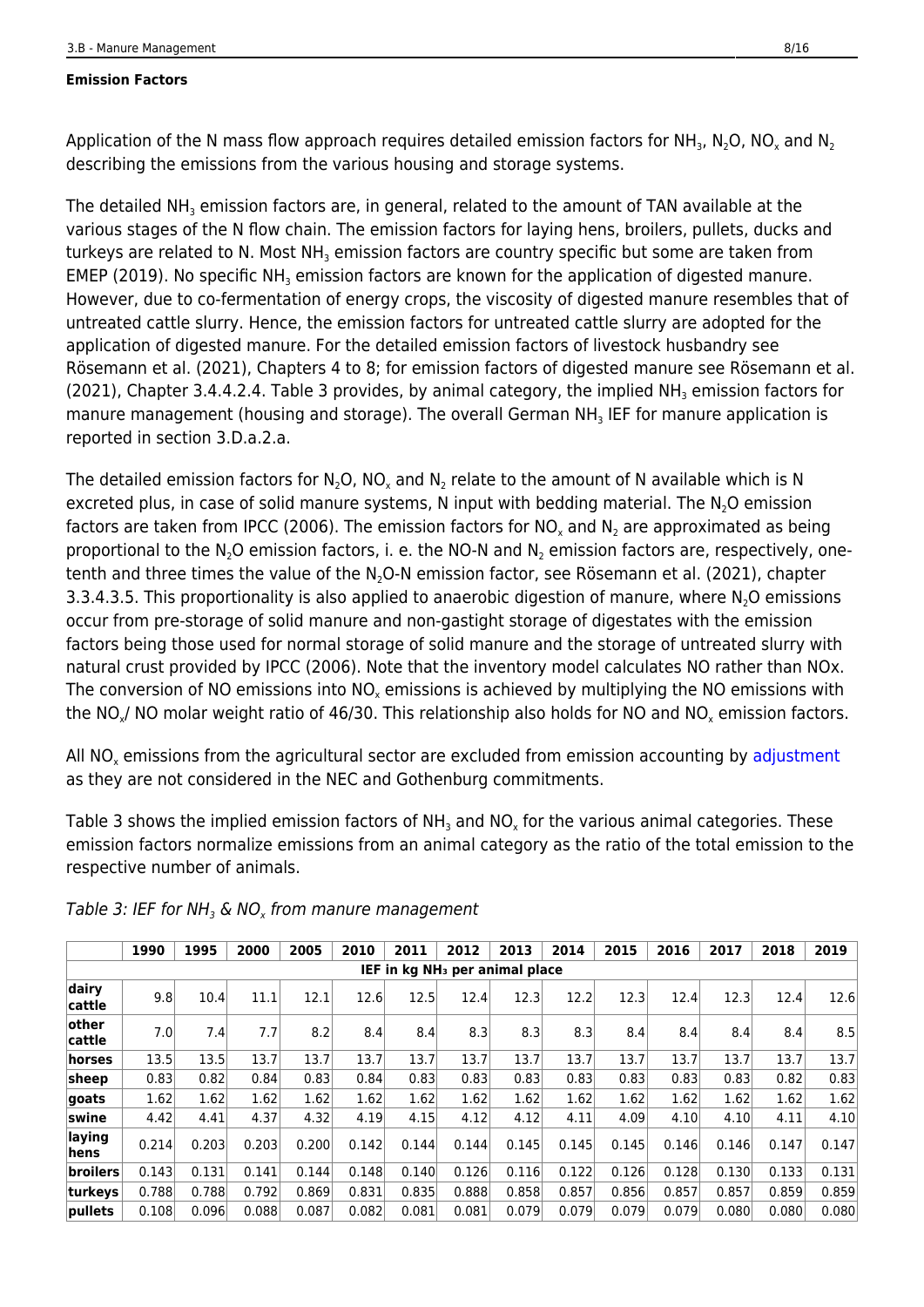#### Emission Factors

Application of the N mass flow approach requires detailed emission factors for $NH_3$, $N_2O$, $NO_x$ and $N_2$ describing the emissions from the various housing and storage systems.

The detailed $NH_3$ emission factors are, in general, related to the amount of TAN available at the various stages of the N flow chain. The emission factors for laying hens, broilers, pullets, ducks and turkeys are related to N. Most $NH_3$ emission factors are country specific but some are taken from EMEP (2019). No specific $NH_3$ emission factors are known for the application of digested manure. However, due to co-fermentation of energy crops, the viscosity of digested manure resembles that of untreated cattle slurry. Hence, the emission factors for untreated cattle slurry are adopted for the application of digested manure. For the detailed emission factors of livestock husbandry see Rösemann et al. (2021), Chapters 4 to 8; for emission factors of digested manure see Rösemann et al. (2021), Chapter 3.4.4.2.4. Table 3 provides, by animal category, the implied $NH_3$ emission factors for manure management (housing and storage). The overall German $NH_3$ IEF for manure application is reported in section 3.D.a.2.a.

The detailed emission factors for $N_2O$, $NO_x$ and $N_2$ relate to the amount of N available which is N excreted plus, in case of solid manure systems, N input with bedding material. The $N_2O$ emission factors are taken from IPCC (2006). The emission factors for $NO_x$ and $N_2$ are approximated as being proportional to the $N_2O$ emission factors, i. e. the NO-N and $N_2$ emission factors are, respectively, one-tenth and three times the value of the $N_2O$-N emission factor, see Rösemann et al. (2021), chapter 3.3.4.3.5. This proportionality is also applied to anaerobic digestion of manure, where $N_2O$ emissions occur from pre-storage of solid manure and non-gastight storage of digestates with the emission factors being those used for normal storage of solid manure and the storage of untreated slurry with natural crust provided by IPCC (2006). Note that the inventory model calculates NO rather than NOx. The conversion of NO emissions into $NO_x$ emissions is achieved by multiplying the NO emissions with the $NO_x$/ NO molar weight ratio of 46/30. This relationship also holds for NO and $NO_x$ emission factors.

All $NO_x$ emissions from the agricultural sector are excluded from emission accounting by adjustment as they are not considered in the NEC and Gothenburg commitments.

Table 3 shows the implied emission factors of $NH_3$ and $NO_x$ for the various animal categories. These emission factors normalize emissions from an animal category as the ratio of the total emission to the respective number of animals.

*Table 3: IEF for $NH_3$ & $NO_x$ from manure management*

| | 1990 | 1995 | 2000 | 2005 | 2010 | 2011 | 2012 | 2013 | 2014 | 2015 | 2016 | 2017 | 2018 | 2019 |
|---|---|---|---|---|---|---|---|---|---|---|---|---|---|---|
| **IEF in kg $NH_3$ per animal place** | | | | | | | | | | | | | | |
| **dairy cattle** | 9.8 | 10.4 | 11.1 | 12.1 | 12.6 | 12.5 | 12.4 | 12.3 | 12.2 | 12.3 | 12.4 | 12.3 | 12.4 | 12.6 |
| **other cattle** | 7.0 | 7.4 | 7.7 | 8.2 | 8.4 | 8.4 | 8.3 | 8.3 | 8.3 | 8.4 | 8.4 | 8.4 | 8.4 | 8.5 |
| **horses** | 13.5 | 13.5 | 13.7 | 13.7 | 13.7 | 13.7 | 13.7 | 13.7 | 13.7 | 13.7 | 13.7 | 13.7 | 13.7 | 13.7 |
| **sheep** | 0.83 | 0.82 | 0.84 | 0.83 | 0.84 | 0.83 | 0.83 | 0.83 | 0.83 | 0.83 | 0.83 | 0.83 | 0.82 | 0.83 |
| **goats** | 1.62 | 1.62 | 1.62 | 1.62 | 1.62 | 1.62 | 1.62 | 1.62 | 1.62 | 1.62 | 1.62 | 1.62 | 1.62 | 1.62 |
| **swine** | 4.42 | 4.41 | 4.37 | 4.32 | 4.19 | 4.15 | 4.12 | 4.12 | 4.11 | 4.09 | 4.10 | 4.10 | 4.11 | 4.10 |
| **laying hens** | 0.214 | 0.203 | 0.203 | 0.200 | 0.142 | 0.144 | 0.144 | 0.145 | 0.145 | 0.145 | 0.146 | 0.146 | 0.147 | 0.147 |
| **broilers** | 0.143 | 0.131 | 0.141 | 0.144 | 0.148 | 0.140 | 0.126 | 0.116 | 0.122 | 0.126 | 0.128 | 0.130 | 0.133 | 0.131 |
| **turkeys** | 0.788 | 0.788 | 0.792 | 0.869 | 0.831 | 0.835 | 0.888 | 0.858 | 0.857 | 0.856 | 0.857 | 0.857 | 0.859 | 0.859 |
| **pullets** | 0.108 | 0.096 | 0.088 | 0.087 | 0.082 | 0.081 | 0.081 | 0.079 | 0.079 | 0.079 | 0.079 | 0.080 | 0.080 | 0.080 |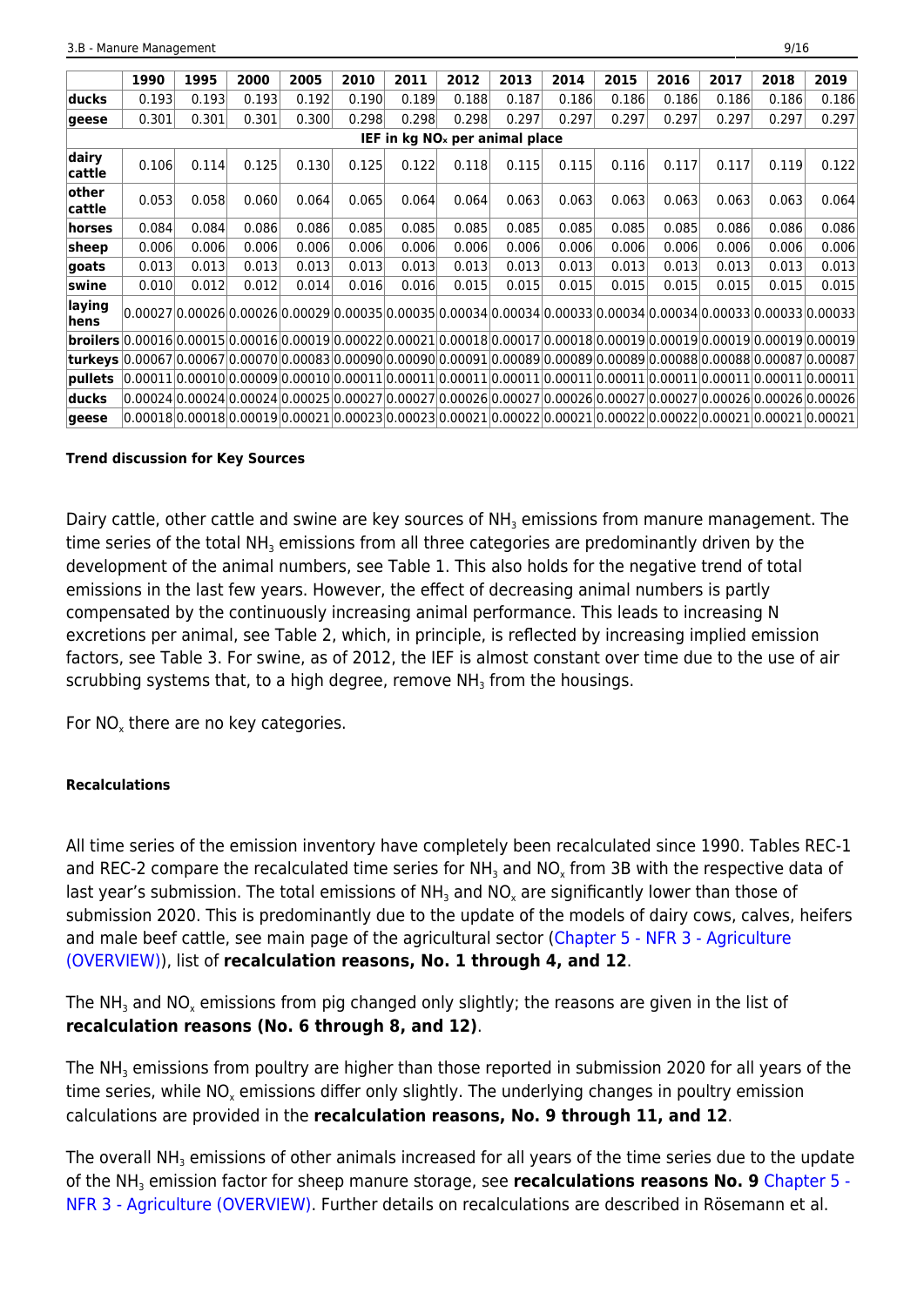| | 1990 | 1995 | 2000 | 2005 | 2010 | 2011 | 2012 | 2013 | 2014 | 2015 | 2016 | 2017 | 2018 | 2019 |
|---|---|---|---|---|---|---|---|---|---|---|---|---|---|---|
| **ducks** | 0.193 | 0.193 | 0.193 | 0.192 | 0.190 | 0.189 | 0.188 | 0.187 | 0.186 | 0.186 | 0.186 | 0.186 | 0.186 | 0.186 |
| **geese** | 0.301 | 0.301 | 0.301 | 0.300 | 0.298 | 0.298 | 0.298 | 0.297 | 0.297 | 0.297 | 0.297 | 0.297 | 0.297 | 0.297 |
| **IEF in kg $NO_x$ per animal place** | | | | | | | | | | | | | | |
| **dairy cattle** | 0.106 | 0.114 | 0.125 | 0.130 | 0.125 | 0.122 | 0.118 | 0.115 | 0.115 | 0.116 | 0.117 | 0.117 | 0.119 | 0.122 |
| **other cattle** | 0.053 | 0.058 | 0.060 | 0.064 | 0.065 | 0.064 | 0.064 | 0.063 | 0.063 | 0.063 | 0.063 | 0.063 | 0.063 | 0.064 |
| **horses** | 0.084 | 0.084 | 0.086 | 0.086 | 0.085 | 0.085 | 0.085 | 0.085 | 0.085 | 0.085 | 0.085 | 0.086 | 0.086 | 0.086 |
| **sheep** | 0.006 | 0.006 | 0.006 | 0.006 | 0.006 | 0.006 | 0.006 | 0.006 | 0.006 | 0.006 | 0.006 | 0.006 | 0.006 | 0.006 |
| **goats** | 0.013 | 0.013 | 0.013 | 0.013 | 0.013 | 0.013 | 0.013 | 0.013 | 0.013 | 0.013 | 0.013 | 0.013 | 0.013 | 0.013 |
| **swine** | 0.010 | 0.012 | 0.012 | 0.014 | 0.016 | 0.016 | 0.015 | 0.015 | 0.015 | 0.015 | 0.015 | 0.015 | 0.015 | 0.015 |
| **laying hens** | 0.00027 | 0.00026 | 0.00026 | 0.00029 | 0.00035 | 0.00035 | 0.00034 | 0.00034 | 0.00033 | 0.00034 | 0.00034 | 0.00033 | 0.00033 | 0.00033 |
| **broilers** | 0.00016 | 0.00015 | 0.00016 | 0.00019 | 0.00022 | 0.00021 | 0.00018 | 0.00017 | 0.00018 | 0.00019 | 0.00019 | 0.00019 | 0.00019 | 0.00019 |
| **turkeys** | 0.00067 | 0.00067 | 0.00070 | 0.00083 | 0.00090 | 0.00090 | 0.00091 | 0.00089 | 0.00089 | 0.00089 | 0.00088 | 0.00088 | 0.00087 | 0.00087 |
| **pullets** | 0.00011 | 0.00010 | 0.00009 | 0.00010 | 0.00011 | 0.00011 | 0.00011 | 0.00011 | 0.00011 | 0.00011 | 0.00011 | 0.00011 | 0.00011 | 0.00011 |
| **ducks** | 0.00024 | 0.00024 | 0.00024 | 0.00025 | 0.00027 | 0.00027 | 0.00026 | 0.00027 | 0.00026 | 0.00027 | 0.00027 | 0.00026 | 0.00026 | 0.00026 |
| **geese** | 0.00018 | 0.00018 | 0.00019 | 0.00021 | 0.00023 | 0.00023 | 0.00021 | 0.00022 | 0.00021 | 0.00022 | 0.00022 | 0.00021 | 0.00021 | 0.00021 |

#### Trend discussion for Key Sources

Dairy cattle, other cattle and swine are key sources of $NH_3$ emissions from manure management. The time series of the total $NH_3$ emissions from all three categories are predominantly driven by the development of the animal numbers, see Table 1. This also holds for the negative trend of total emissions in the last few years. However, the effect of decreasing animal numbers is partly compensated by the continuously increasing animal performance. This leads to increasing N excretions per animal, see Table 2, which, in principle, is reflected by increasing implied emission factors, see Table 3. For swine, as of 2012, the IEF is almost constant over time due to the use of air scrubbing systems that, to a high degree, remove $NH_3$ from the housings.

For $NO_x$ there are no key categories.

#### Recalculations

All time series of the emission inventory have completely been recalculated since 1990. Tables REC-1 and REC-2 compare the recalculated time series for $NH_3$ and $NO_x$ from 3B with the respective data of last year's submission. The total emissions of $NH_3$ and $NO_x$ are significantly lower than those of submission 2020. This is predominantly due to the update of the models of dairy cows, calves, heifers and male beef cattle, see main page of the agricultural sector (Chapter 5 - NFR 3 - Agriculture (OVERVIEW)), list of **recalculation reasons, No. 1 through 4, and 12**.

The $NH_3$ and $NO_x$ emissions from pig changed only slightly; the reasons are given in the list of **recalculation reasons (No. 6 through 8, and 12)**.

The $NH_3$ emissions from poultry are higher than those reported in submission 2020 for all years of the time series, while $NO_x$ emissions differ only slightly. The underlying changes in poultry emission calculations are provided in the **recalculation reasons, No. 9 through 11, and 12**.

The overall $NH_3$ emissions of other animals increased for all years of the time series due to the update of the $NH_3$ emission factor for sheep manure storage, see **recalculations reasons No. 9** Chapter 5 - NFR 3 - Agriculture (OVERVIEW). Further details on recalculations are described in Rösemann et al.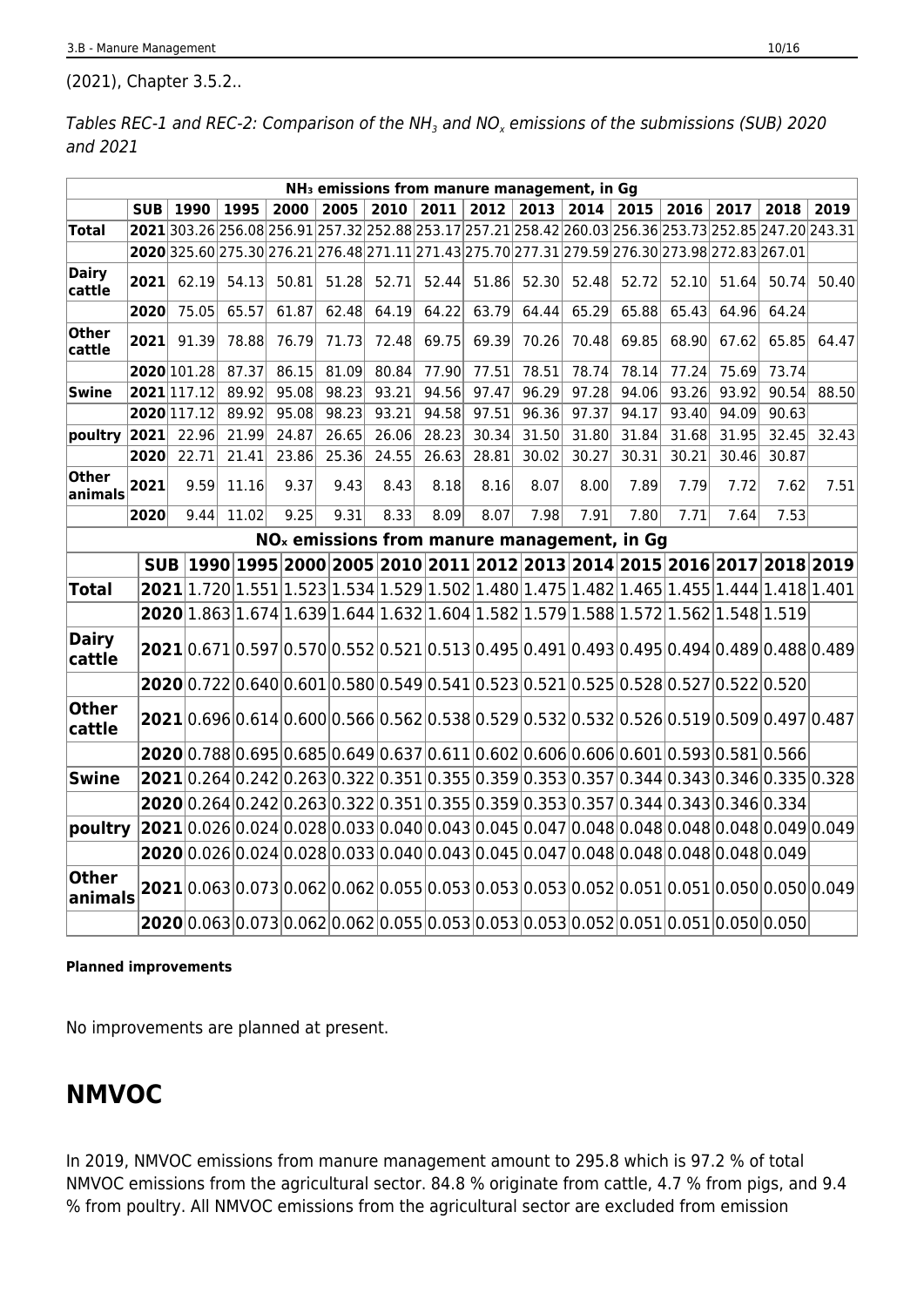(2021), Chapter 3.5.2..

*Tables REC-1 and REC-2: Comparison of the $NH_3$ and $NO_x$ emissions of the submissions (SUB) 2020 and 2021*

| $NH_3$ emissions from manure management, in Gg | | | | | | | | | | | | | | | |
|---|---|---|---|---|---|---|---|---|---|---|---|---|---|---|---|
| | SUB | 1990 | 1995 | 2000 | 2005 | 2010 | 2011 | 2012 | 2013 | 2014 | 2015 | 2016 | 2017 | 2018 | 2019 |
| Total | 2021 | 303.26 | 256.08 | 256.91 | 257.32 | 252.88 | 253.17 | 257.21 | 258.42 | 260.03 | 256.36 | 253.73 | 252.85 | 247.20 | 243.31 |
| | 2020 | 325.60 | 275.30 | 276.21 | 276.48 | 271.11 | 271.43 | 275.70 | 277.31 | 279.59 | 276.30 | 273.98 | 272.83 | 267.01 | |
| Dairy cattle | 2021 | 62.19 | 54.13 | 50.81 | 51.28 | 52.71 | 52.44 | 51.86 | 52.30 | 52.48 | 52.72 | 52.10 | 51.64 | 50.74 | 50.40 |
| | 2020 | 75.05 | 65.57 | 61.87 | 62.48 | 64.19 | 64.22 | 63.79 | 64.44 | 65.29 | 65.88 | 65.43 | 64.96 | 64.24 | |
| Other cattle | 2021 | 91.39 | 78.88 | 76.79 | 71.73 | 72.48 | 69.75 | 69.39 | 70.26 | 70.48 | 69.85 | 68.90 | 67.62 | 65.85 | 64.47 |
| | 2020 | 101.28 | 87.37 | 86.15 | 81.09 | 80.84 | 77.90 | 77.51 | 78.51 | 78.74 | 78.14 | 77.24 | 75.69 | 73.74 | |
| Swine | 2021 | 117.12 | 89.92 | 95.08 | 98.23 | 93.21 | 94.56 | 97.47 | 96.29 | 97.28 | 94.06 | 93.26 | 93.92 | 90.54 | 88.50 |
| | 2020 | 117.12 | 89.92 | 95.08 | 98.23 | 93.21 | 94.58 | 97.51 | 96.36 | 97.37 | 94.17 | 93.40 | 94.09 | 90.63 | |
| poultry | 2021 | 22.96 | 21.99 | 24.87 | 26.65 | 26.06 | 28.23 | 30.34 | 31.50 | 31.80 | 31.84 | 31.68 | 31.95 | 32.45 | 32.43 |
| | 2020 | 22.71 | 21.41 | 23.86 | 25.36 | 24.55 | 26.63 | 28.81 | 30.02 | 30.27 | 30.31 | 30.21 | 30.46 | 30.87 | |
| Other animals | 2021 | 9.59 | 11.16 | 9.37 | 9.43 | 8.43 | 8.18 | 8.16 | 8.07 | 8.00 | 7.89 | 7.79 | 7.72 | 7.62 | 7.51 |
| | 2020 | 9.44 | 11.02 | 9.25 | 9.31 | 8.33 | 8.09 | 8.07 | 7.98 | 7.91 | 7.80 | 7.71 | 7.64 | 7.53 | |
| **$NO_x$ emissions from manure management, in Gg** | | | | | | | | | | | | | | | |
| | **SUB** | **1990** | **1995** | **2000** | **2005** | **2010** | **2011** | **2012** | **2013** | **2014** | **2015** | **2016** | **2017** | **2018** | **2019** |
| **Total** | **2021** | 1.720 | 1.551 | 1.523 | 1.534 | 1.529 | 1.502 | 1.480 | 1.475 | 1.482 | 1.465 | 1.455 | 1.444 | 1.418 | 1.401 |
| | **2020** | 1.863 | 1.674 | 1.639 | 1.644 | 1.632 | 1.604 | 1.582 | 1.579 | 1.588 | 1.572 | 1.562 | 1.548 | 1.519 | |
| **Dairy cattle** | **2021** | 0.671 | 0.597 | 0.570 | 0.552 | 0.521 | 0.513 | 0.495 | 0.491 | 0.493 | 0.495 | 0.494 | 0.489 | 0.488 | 0.489 |
| | **2020** | 0.722 | 0.640 | 0.601 | 0.580 | 0.549 | 0.541 | 0.523 | 0.521 | 0.525 | 0.528 | 0.527 | 0.522 | 0.520 | |
| **Other cattle** | **2021** | 0.696 | 0.614 | 0.600 | 0.566 | 0.562 | 0.538 | 0.529 | 0.532 | 0.532 | 0.526 | 0.519 | 0.509 | 0.497 | 0.487 |
| | **2020** | 0.788 | 0.695 | 0.685 | 0.649 | 0.637 | 0.611 | 0.602 | 0.606 | 0.606 | 0.601 | 0.593 | 0.581 | 0.566 | |
| **Swine** | **2021** | 0.264 | 0.242 | 0.263 | 0.322 | 0.351 | 0.355 | 0.359 | 0.353 | 0.357 | 0.344 | 0.343 | 0.346 | 0.335 | 0.328 |
| | **2020** | 0.264 | 0.242 | 0.263 | 0.322 | 0.351 | 0.355 | 0.359 | 0.353 | 0.357 | 0.344 | 0.343 | 0.346 | 0.334 | |
| **poultry** | **2021** | 0.026 | 0.024 | 0.028 | 0.033 | 0.040 | 0.043 | 0.045 | 0.047 | 0.048 | 0.048 | 0.048 | 0.048 | 0.049 | 0.049 |
| | **2020** | 0.026 | 0.024 | 0.028 | 0.033 | 0.040 | 0.043 | 0.045 | 0.047 | 0.048 | 0.048 | 0.048 | 0.048 | 0.049 | |
| **Other animals** | **2021** | 0.063 | 0.073 | 0.062 | 0.062 | 0.055 | 0.053 | 0.053 | 0.053 | 0.052 | 0.051 | 0.051 | 0.050 | 0.050 | 0.049 |
| | **2020** | 0.063 | 0.073 | 0.062 | 0.062 | 0.055 | 0.053 | 0.053 | 0.053 | 0.052 | 0.051 | 0.051 | 0.050 | 0.050 | |

**Planned improvements**

No improvements are planned at present.

# NMVOC

In 2019, NMVOC emissions from manure management amount to 295.8 which is 97.2 % of total NMVOC emissions from the agricultural sector. 84.8 % originate from cattle, 4.7 % from pigs, and 9.4 % from poultry. All NMVOC emissions from the agricultural sector are excluded from emission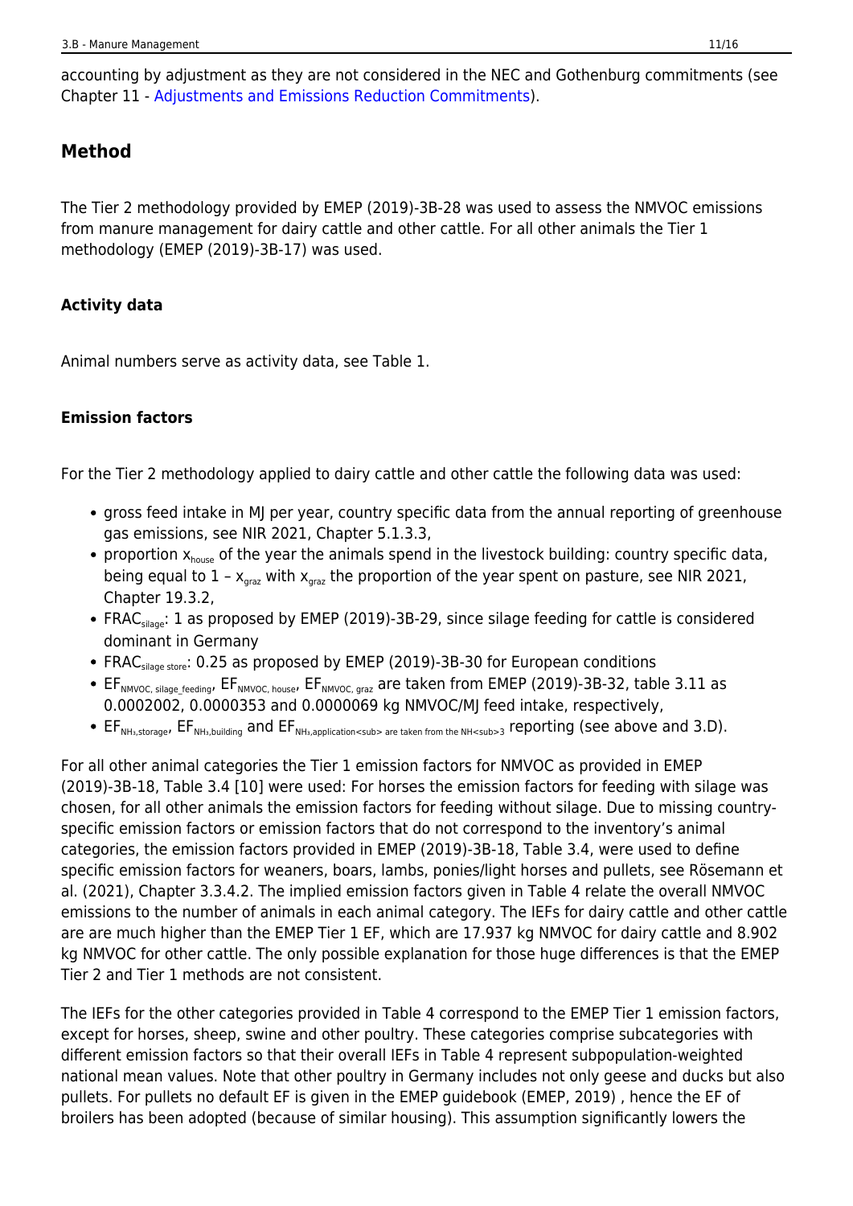accounting by adjustment as they are not considered in the NEC and Gothenburg commitments (see Chapter 11 - Adjustments and Emissions Reduction Commitments).

## Method

The Tier 2 methodology provided by EMEP (2019)-3B-28 was used to assess the NMVOC emissions from manure management for dairy cattle and other cattle. For all other animals the Tier 1 methodology (EMEP (2019)-3B-17) was used.

### Activity data

Animal numbers serve as activity data, see Table 1.

### Emission factors

For the Tier 2 methodology applied to dairy cattle and other cattle the following data was used:

- gross feed intake in MJ per year, country specific data from the annual reporting of greenhouse gas emissions, see NIR 2021, Chapter 5.1.3.3,
- proportion $x_{house}$ of the year the animals spend in the livestock building: country specific data, being equal to 1 – $x_{graz}$ with $x_{graz}$ the proportion of the year spent on pasture, see NIR 2021, Chapter 19.3.2,
- $FRAC_{silage}$: 1 as proposed by EMEP (2019)-3B-29, since silage feeding for cattle is considered dominant in Germany
- $FRAC_{silage\ store}$: 0.25 as proposed by EMEP (2019)-3B-30 for European conditions
- $EF_{NMVOC,\ silage\_feeding}$, $EF_{NMVOC,\ house}$, $EF_{NMVOC,\ graz}$ are taken from EMEP (2019)-3B-32, table 3.11 as 0.0002002, 0.0000353 and 0.0000069 kg NMVOC/MJ feed intake, respectively,
- $EF_{NH_3,storage}$, $EF_{NH_3,building}$ and $EF_{NH_3,application<sub> are taken from the NH<sub>3}$ reporting (see above and 3.D).

For all other animal categories the Tier 1 emission factors for NMVOC as provided in EMEP (2019)-3B-18, Table 3.4 [10] were used: For horses the emission factors for feeding with silage was chosen, for all other animals the emission factors for feeding without silage. Due to missing country-specific emission factors or emission factors that do not correspond to the inventory's animal categories, the emission factors provided in EMEP (2019)-3B-18, Table 3.4, were used to define specific emission factors for weaners, boars, lambs, ponies/light horses and pullets, see Rösemann et al. (2021), Chapter 3.3.4.2. The implied emission factors given in Table 4 relate the overall NMVOC emissions to the number of animals in each animal category. The IEFs for dairy cattle and other cattle are are much higher than the EMEP Tier 1 EF, which are 17.937 kg NMVOC for dairy cattle and 8.902 kg NMVOC for other cattle. The only possible explanation for those huge differences is that the EMEP Tier 2 and Tier 1 methods are not consistent.

The IEFs for the other categories provided in Table 4 correspond to the EMEP Tier 1 emission factors, except for horses, sheep, swine and other poultry. These categories comprise subcategories with different emission factors so that their overall IEFs in Table 4 represent subpopulation-weighted national mean values. Note that other poultry in Germany includes not only geese and ducks but also pullets. For pullets no default EF is given in the EMEP guidebook (EMEP, 2019) , hence the EF of broilers has been adopted (because of similar housing). This assumption significantly lowers the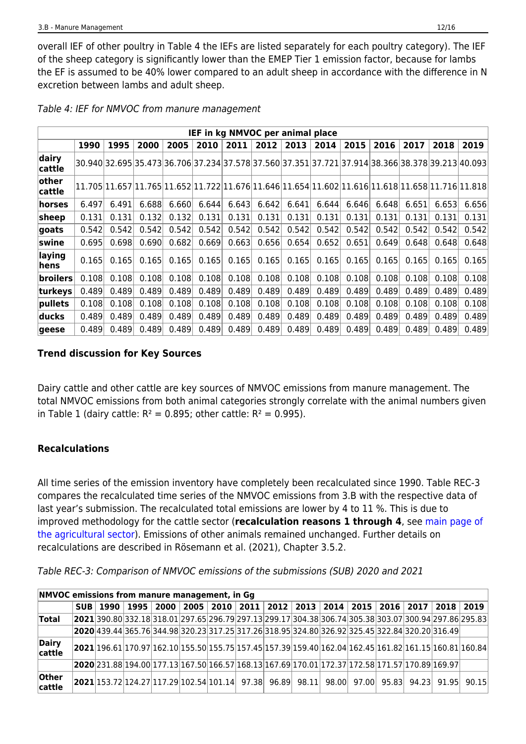overall IEF of other poultry in Table 4 the IEFs are listed separately for each poultry category). The IEF of the sheep category is significantly lower than the EMEP Tier 1 emission factor, because for lambs the EF is assumed to be 40% lower compared to an adult sheep in accordance with the difference in N excretion between lambs and adult sheep.

*Table 4: IEF for NMVOC from manure management*

| IEF in kg NMVOC per animal place | | | | | | | | | | | | | | |
|---|---|---|---|---|---|---|---|---|---|---|---|---|---|---|
| | **1990** | **1995** | **2000** | **2005** | **2010** | **2011** | **2012** | **2013** | **2014** | **2015** | **2016** | **2017** | **2018** | **2019** |
| **dairy cattle** | 30.940 | 32.695 | 35.473 | 36.706 | 37.234 | 37.578 | 37.560 | 37.351 | 37.721 | 37.914 | 38.366 | 38.378 | 39.213 | 40.093 |
| **other cattle** | 11.705 | 11.657 | 11.765 | 11.652 | 11.722 | 11.676 | 11.646 | 11.654 | 11.602 | 11.616 | 11.618 | 11.658 | 11.716 | 11.818 |
| **horses** | 6.497 | 6.491 | 6.688 | 6.660 | 6.644 | 6.643 | 6.642 | 6.641 | 6.644 | 6.646 | 6.648 | 6.651 | 6.653 | 6.656 |
| **sheep** | 0.131 | 0.131 | 0.132 | 0.132 | 0.131 | 0.131 | 0.131 | 0.131 | 0.131 | 0.131 | 0.131 | 0.131 | 0.131 | 0.131 |
| **goats** | 0.542 | 0.542 | 0.542 | 0.542 | 0.542 | 0.542 | 0.542 | 0.542 | 0.542 | 0.542 | 0.542 | 0.542 | 0.542 | 0.542 |
| **swine** | 0.695 | 0.698 | 0.690 | 0.682 | 0.669 | 0.663 | 0.656 | 0.654 | 0.652 | 0.651 | 0.649 | 0.648 | 0.648 | 0.648 |
| **laying hens** | 0.165 | 0.165 | 0.165 | 0.165 | 0.165 | 0.165 | 0.165 | 0.165 | 0.165 | 0.165 | 0.165 | 0.165 | 0.165 | 0.165 |
| **broilers** | 0.108 | 0.108 | 0.108 | 0.108 | 0.108 | 0.108 | 0.108 | 0.108 | 0.108 | 0.108 | 0.108 | 0.108 | 0.108 | 0.108 |
| **turkeys** | 0.489 | 0.489 | 0.489 | 0.489 | 0.489 | 0.489 | 0.489 | 0.489 | 0.489 | 0.489 | 0.489 | 0.489 | 0.489 | 0.489 |
| **pullets** | 0.108 | 0.108 | 0.108 | 0.108 | 0.108 | 0.108 | 0.108 | 0.108 | 0.108 | 0.108 | 0.108 | 0.108 | 0.108 | 0.108 |
| **ducks** | 0.489 | 0.489 | 0.489 | 0.489 | 0.489 | 0.489 | 0.489 | 0.489 | 0.489 | 0.489 | 0.489 | 0.489 | 0.489 | 0.489 |
| **geese** | 0.489 | 0.489 | 0.489 | 0.489 | 0.489 | 0.489 | 0.489 | 0.489 | 0.489 | 0.489 | 0.489 | 0.489 | 0.489 | 0.489 |

### Trend discussion for Key Sources

Dairy cattle and other cattle are key sources of NMVOC emissions from manure management. The total NMVOC emissions from both animal categories strongly correlate with the animal numbers given in Table 1 (dairy cattle: $R^2 = 0.895$; other cattle: $R^2 = 0.995$).

### Recalculations

All time series of the emission inventory have completely been recalculated since 1990. Table REC-3 compares the recalculated time series of the NMVOC emissions from 3.B with the respective data of last year's submission. The recalculated total emissions are lower by 4 to 11 %. This is due to improved methodology for the cattle sector (**recalculation reasons 1 through 4**, see main page of the agricultural sector). Emissions of other animals remained unchanged. Further details on recalculations are described in Rösemann et al. (2021), Chapter 3.5.2.

*Table REC-3: Comparison of NMVOC emissions of the submissions (SUB) 2020 and 2021*

| NMVOC emissions from manure management, in Gg | | | | | | | | | | | | | | | |
|---|---|---|---|---|---|---|---|---|---|---|---|---|---|---|---|
| | **SUB** | **1990** | **1995** | **2000** | **2005** | **2010** | **2011** | **2012** | **2013** | **2014** | **2015** | **2016** | **2017** | **2018** | **2019** |
| **Total** | **2021** | 390.80 | 332.18 | 318.01 | 297.65 | 296.79 | 297.13 | 299.17 | 304.38 | 306.74 | 305.38 | 303.07 | 300.94 | 297.86 | 295.83 |
| | **2020** | 439.44 | 365.76 | 344.98 | 320.23 | 317.25 | 317.26 | 318.95 | 324.80 | 326.92 | 325.45 | 322.84 | 320.20 | 316.49 | |
| **Dairy cattle** | **2021** | 196.61 | 170.97 | 162.10 | 155.50 | 155.75 | 157.45 | 157.39 | 159.40 | 162.04 | 162.45 | 161.82 | 161.15 | 160.81 | 160.84 |
| | **2020** | 231.88 | 194.00 | 177.13 | 167.50 | 166.57 | 168.13 | 167.69 | 170.01 | 172.37 | 172.58 | 171.57 | 170.89 | 169.97 | |
| **Other cattle** | **2021** | 153.72 | 124.27 | 117.29 | 102.54 | 101.14 | 97.38 | 96.89 | 98.11 | 98.00 | 97.00 | 95.83 | 94.23 | 91.95 | 90.15 |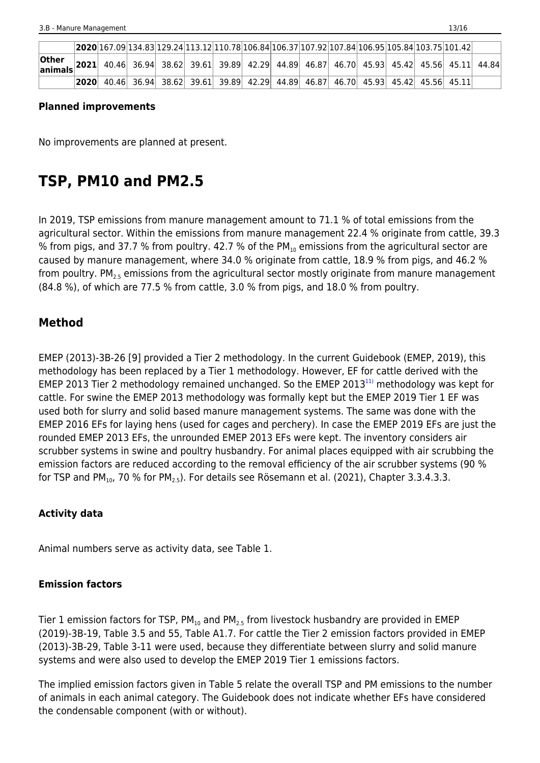| | | | | | | | | | | | | | | |
|---|---|---|---|---|---|---|---|---|---|---|---|---|---|---|
| | **2020** | 167.09 | 134.83 | 129.24 | 113.12 | 110.78 | 106.84 | 106.37 | 107.92 | 107.84 | 106.95 | 105.84 | 103.75 | 101.42 | |
| **Other animals** | **2021** | 40.46 | 36.94 | 38.62 | 39.61 | 39.89 | 42.29 | 44.89 | 46.87 | 46.70 | 45.93 | 45.42 | 45.56 | 45.11 | 44.84 |
| | **2020** | 40.46 | 36.94 | 38.62 | 39.61 | 39.89 | 42.29 | 44.89 | 46.87 | 46.70 | 45.93 | 45.42 | 45.56 | 45.11 | |

#### Planned improvements

No improvements are planned at present.

# TSP, PM10 and PM2.5

In 2019, TSP emissions from manure management amount to 71.1 % of total emissions from the agricultural sector. Within the emissions from manure management 22.4 % originate from cattle, 39.3 % from pigs, and 37.7 % from poultry. 42.7 % of the $PM_{10}$ emissions from the agricultural sector are caused by manure management, where 34.0 % originate from cattle, 18.9 % from pigs, and 46.2 % from poultry. $PM_{2.5}$ emissions from the agricultural sector mostly originate from manure management (84.8 %), of which are 77.5 % from cattle, 3.0 % from pigs, and 18.0 % from poultry.

## Method

EMEP (2013)-3B-26 [9] provided a Tier 2 methodology. In the current Guidebook (EMEP, 2019), this methodology has been replaced by a Tier 1 methodology. However, EF for cattle derived with the EMEP 2013 Tier 2 methodology remained unchanged. So the EMEP 2013[11] methodology was kept for cattle. For swine the EMEP 2013 methodology was formally kept but the EMEP 2019 Tier 1 EF was used both for slurry and solid based manure management systems. The same was done with the EMEP 2016 EFs for laying hens (used for cages and perchery). In case the EMEP 2019 EFs are just the rounded EMEP 2013 EFs, the unrounded EMEP 2013 EFs were kept. The inventory considers air scrubber systems in swine and poultry husbandry. For animal places equipped with air scrubbing the emission factors are reduced according to the removal efficiency of the air scrubber systems (90 % for TSP and $PM_{10}$, 70 % for $PM_{2.5}$). For details see Rösemann et al. (2021), Chapter 3.3.4.3.3.

#### Activity data

Animal numbers serve as activity data, see Table 1.

#### Emission factors

Tier 1 emission factors for TSP, $PM_{10}$ and $PM_{2.5}$ from livestock husbandry are provided in EMEP (2019)-3B-19, Table 3.5 and 55, Table A1.7. For cattle the Tier 2 emission factors provided in EMEP (2013)-3B-29, Table 3-11 were used, because they differentiate between slurry and solid manure systems and were also used to develop the EMEP 2019 Tier 1 emissions factors.

The implied emission factors given in Table 5 relate the overall TSP and PM emissions to the number of animals in each animal category. The Guidebook does not indicate whether EFs have considered the condensable component (with or without).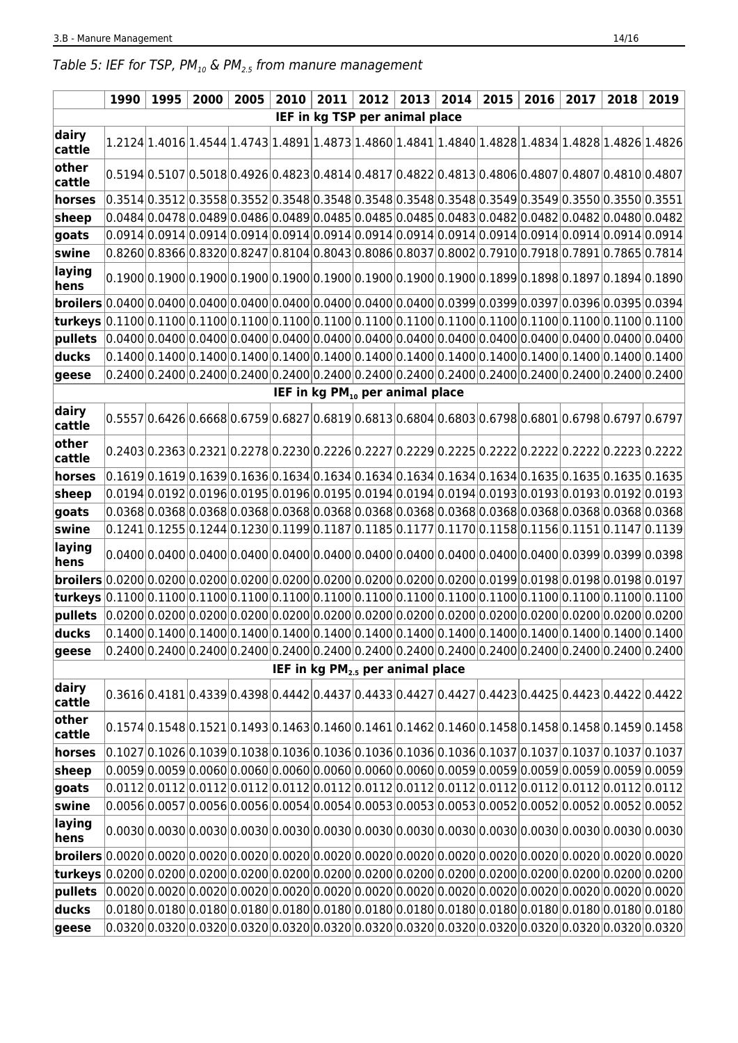*Table 5: IEF for TSP, $PM_{10}$ & $PM_{2.5}$ from manure management*

| | 1990 | 1995 | 2000 | 2005 | 2010 | 2011 | 2012 | 2013 | 2014 | 2015 | 2016 | 2017 | 2018 | 2019 |
|---|---|---|---|---|---|---|---|---|---|---|---|---|---|---|
| **IEF in kg TSP per animal place** | | | | | | | | | | | | | | |
| **dairy cattle** | 1.2124 | 1.4016 | 1.4544 | 1.4743 | 1.4891 | 1.4873 | 1.4860 | 1.4841 | 1.4840 | 1.4828 | 1.4834 | 1.4828 | 1.4826 | 1.4826 |
| **other cattle** | 0.5194 | 0.5107 | 0.5018 | 0.4926 | 0.4823 | 0.4814 | 0.4817 | 0.4822 | 0.4813 | 0.4806 | 0.4807 | 0.4807 | 0.4810 | 0.4807 |
| **horses** | 0.3514 | 0.3512 | 0.3558 | 0.3552 | 0.3548 | 0.3548 | 0.3548 | 0.3548 | 0.3548 | 0.3549 | 0.3549 | 0.3550 | 0.3550 | 0.3551 |
| **sheep** | 0.0484 | 0.0478 | 0.0489 | 0.0486 | 0.0489 | 0.0485 | 0.0485 | 0.0485 | 0.0483 | 0.0482 | 0.0482 | 0.0482 | 0.0480 | 0.0482 |
| **goats** | 0.0914 | 0.0914 | 0.0914 | 0.0914 | 0.0914 | 0.0914 | 0.0914 | 0.0914 | 0.0914 | 0.0914 | 0.0914 | 0.0914 | 0.0914 | 0.0914 |
| **swine** | 0.8260 | 0.8366 | 0.8320 | 0.8247 | 0.8104 | 0.8043 | 0.8086 | 0.8037 | 0.8002 | 0.7910 | 0.7918 | 0.7891 | 0.7865 | 0.7814 |
| **laying hens** | 0.1900 | 0.1900 | 0.1900 | 0.1900 | 0.1900 | 0.1900 | 0.1900 | 0.1900 | 0.1900 | 0.1899 | 0.1898 | 0.1897 | 0.1894 | 0.1890 |
| **broilers** | 0.0400 | 0.0400 | 0.0400 | 0.0400 | 0.0400 | 0.0400 | 0.0400 | 0.0400 | 0.0399 | 0.0399 | 0.0397 | 0.0396 | 0.0395 | 0.0394 |
| **turkeys** | 0.1100 | 0.1100 | 0.1100 | 0.1100 | 0.1100 | 0.1100 | 0.1100 | 0.1100 | 0.1100 | 0.1100 | 0.1100 | 0.1100 | 0.1100 | 0.1100 |
| **pullets** | 0.0400 | 0.0400 | 0.0400 | 0.0400 | 0.0400 | 0.0400 | 0.0400 | 0.0400 | 0.0400 | 0.0400 | 0.0400 | 0.0400 | 0.0400 | 0.0400 |
| **ducks** | 0.1400 | 0.1400 | 0.1400 | 0.1400 | 0.1400 | 0.1400 | 0.1400 | 0.1400 | 0.1400 | 0.1400 | 0.1400 | 0.1400 | 0.1400 | 0.1400 |
| **geese** | 0.2400 | 0.2400 | 0.2400 | 0.2400 | 0.2400 | 0.2400 | 0.2400 | 0.2400 | 0.2400 | 0.2400 | 0.2400 | 0.2400 | 0.2400 | 0.2400 |
| **IEF in kg $PM_{10}$ per animal place** | | | | | | | | | | | | | | |
| **dairy cattle** | 0.5557 | 0.6426 | 0.6668 | 0.6759 | 0.6827 | 0.6819 | 0.6813 | 0.6804 | 0.6803 | 0.6798 | 0.6801 | 0.6798 | 0.6797 | 0.6797 |
| **other cattle** | 0.2403 | 0.2363 | 0.2321 | 0.2278 | 0.2230 | 0.2226 | 0.2227 | 0.2229 | 0.2225 | 0.2222 | 0.2222 | 0.2222 | 0.2223 | 0.2222 |
| **horses** | 0.1619 | 0.1619 | 0.1639 | 0.1636 | 0.1634 | 0.1634 | 0.1634 | 0.1634 | 0.1634 | 0.1634 | 0.1635 | 0.1635 | 0.1635 | 0.1635 |
| **sheep** | 0.0194 | 0.0192 | 0.0196 | 0.0195 | 0.0196 | 0.0195 | 0.0194 | 0.0194 | 0.0194 | 0.0193 | 0.0193 | 0.0193 | 0.0192 | 0.0193 |
| **goats** | 0.0368 | 0.0368 | 0.0368 | 0.0368 | 0.0368 | 0.0368 | 0.0368 | 0.0368 | 0.0368 | 0.0368 | 0.0368 | 0.0368 | 0.0368 | 0.0368 |
| **swine** | 0.1241 | 0.1255 | 0.1244 | 0.1230 | 0.1199 | 0.1187 | 0.1185 | 0.1177 | 0.1170 | 0.1158 | 0.1156 | 0.1151 | 0.1147 | 0.1139 |
| **laying hens** | 0.0400 | 0.0400 | 0.0400 | 0.0400 | 0.0400 | 0.0400 | 0.0400 | 0.0400 | 0.0400 | 0.0400 | 0.0400 | 0.0399 | 0.0399 | 0.0398 |
| **broilers** | 0.0200 | 0.0200 | 0.0200 | 0.0200 | 0.0200 | 0.0200 | 0.0200 | 0.0200 | 0.0200 | 0.0199 | 0.0198 | 0.0198 | 0.0198 | 0.0197 |
| **turkeys** | 0.1100 | 0.1100 | 0.1100 | 0.1100 | 0.1100 | 0.1100 | 0.1100 | 0.1100 | 0.1100 | 0.1100 | 0.1100 | 0.1100 | 0.1100 | 0.1100 |
| **pullets** | 0.0200 | 0.0200 | 0.0200 | 0.0200 | 0.0200 | 0.0200 | 0.0200 | 0.0200 | 0.0200 | 0.0200 | 0.0200 | 0.0200 | 0.0200 | 0.0200 |
| **ducks** | 0.1400 | 0.1400 | 0.1400 | 0.1400 | 0.1400 | 0.1400 | 0.1400 | 0.1400 | 0.1400 | 0.1400 | 0.1400 | 0.1400 | 0.1400 | 0.1400 |
| **geese** | 0.2400 | 0.2400 | 0.2400 | 0.2400 | 0.2400 | 0.2400 | 0.2400 | 0.2400 | 0.2400 | 0.2400 | 0.2400 | 0.2400 | 0.2400 | 0.2400 |
| **IEF in kg $PM_{2.5}$ per animal place** | | | | | | | | | | | | | | |
| **dairy cattle** | 0.3616 | 0.4181 | 0.4339 | 0.4398 | 0.4442 | 0.4437 | 0.4433 | 0.4427 | 0.4427 | 0.4423 | 0.4425 | 0.4423 | 0.4422 | 0.4422 |
| **other cattle** | 0.1574 | 0.1548 | 0.1521 | 0.1493 | 0.1463 | 0.1460 | 0.1461 | 0.1462 | 0.1460 | 0.1458 | 0.1458 | 0.1458 | 0.1459 | 0.1458 |
| **horses** | 0.1027 | 0.1026 | 0.1039 | 0.1038 | 0.1036 | 0.1036 | 0.1036 | 0.1036 | 0.1036 | 0.1037 | 0.1037 | 0.1037 | 0.1037 | 0.1037 |
| **sheep** | 0.0059 | 0.0059 | 0.0060 | 0.0060 | 0.0060 | 0.0060 | 0.0060 | 0.0060 | 0.0059 | 0.0059 | 0.0059 | 0.0059 | 0.0059 | 0.0059 |
| **goats** | 0.0112 | 0.0112 | 0.0112 | 0.0112 | 0.0112 | 0.0112 | 0.0112 | 0.0112 | 0.0112 | 0.0112 | 0.0112 | 0.0112 | 0.0112 | 0.0112 |
| **swine** | 0.0056 | 0.0057 | 0.0056 | 0.0056 | 0.0054 | 0.0054 | 0.0053 | 0.0053 | 0.0053 | 0.0052 | 0.0052 | 0.0052 | 0.0052 | 0.0052 |
| **laying hens** | 0.0030 | 0.0030 | 0.0030 | 0.0030 | 0.0030 | 0.0030 | 0.0030 | 0.0030 | 0.0030 | 0.0030 | 0.0030 | 0.0030 | 0.0030 | 0.0030 |
| **broilers** | 0.0020 | 0.0020 | 0.0020 | 0.0020 | 0.0020 | 0.0020 | 0.0020 | 0.0020 | 0.0020 | 0.0020 | 0.0020 | 0.0020 | 0.0020 | 0.0020 |
| **turkeys** | 0.0200 | 0.0200 | 0.0200 | 0.0200 | 0.0200 | 0.0200 | 0.0200 | 0.0200 | 0.0200 | 0.0200 | 0.0200 | 0.0200 | 0.0200 | 0.0200 |
| **pullets** | 0.0020 | 0.0020 | 0.0020 | 0.0020 | 0.0020 | 0.0020 | 0.0020 | 0.0020 | 0.0020 | 0.0020 | 0.0020 | 0.0020 | 0.0020 | 0.0020 |
| **ducks** | 0.0180 | 0.0180 | 0.0180 | 0.0180 | 0.0180 | 0.0180 | 0.0180 | 0.0180 | 0.0180 | 0.0180 | 0.0180 | 0.0180 | 0.0180 | 0.0180 |
| **geese** | 0.0320 | 0.0320 | 0.0320 | 0.0320 | 0.0320 | 0.0320 | 0.0320 | 0.0320 | 0.0320 | 0.0320 | 0.0320 | 0.0320 | 0.0320 | 0.0320 |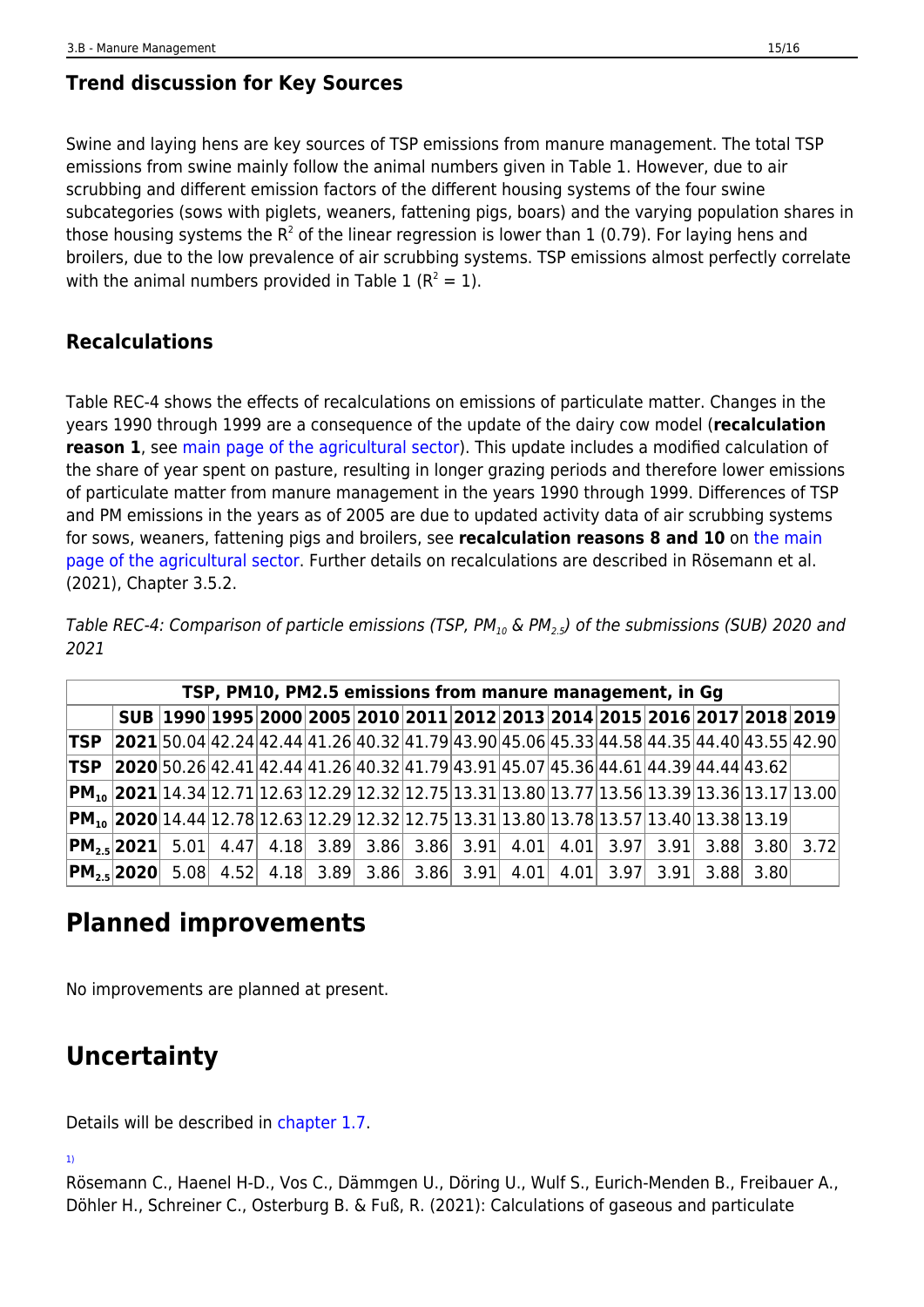### Trend discussion for Key Sources

Swine and laying hens are key sources of TSP emissions from manure management. The total TSP emissions from swine mainly follow the animal numbers given in Table 1. However, due to air scrubbing and different emission factors of the different housing systems of the four swine subcategories (sows with piglets, weaners, fattening pigs, boars) and the varying population shares in those housing systems the $R^2$ of the linear regression is lower than 1 (0.79). For laying hens and broilers, due to the low prevalence of air scrubbing systems. TSP emissions almost perfectly correlate with the animal numbers provided in Table 1 ($R^2 = 1$).

### Recalculations

Table REC-4 shows the effects of recalculations on emissions of particulate matter. Changes in the years 1990 through 1999 are a consequence of the update of the dairy cow model (**recalculation reason 1**, see main page of the agricultural sector). This update includes a modified calculation of the share of year spent on pasture, resulting in longer grazing periods and therefore lower emissions of particulate matter from manure management in the years 1990 through 1999. Differences of TSP and PM emissions in the years as of 2005 are due to updated activity data of air scrubbing systems for sows, weaners, fattening pigs and broilers, see **recalculation reasons 8 and 10** on the main page of the agricultural sector. Further details on recalculations are described in Rösemann et al. (2021), Chapter 3.5.2.

*Table REC-4: Comparison of particle emissions (TSP, $PM_{10}$ & $PM_{2.5}$) of the submissions (SUB) 2020 and 2021*

| TSP, PM10, PM2.5 emissions from manure management, in Gg | | | | | | | | | | | | | | | |
|---|---|---|---|---|---|---|---|---|---|---|---|---|---|---|---|
| | **SUB** | **1990** | **1995** | **2000** | **2005** | **2010** | **2011** | **2012** | **2013** | **2014** | **2015** | **2016** | **2017** | **2018** | **2019** |
| **TSP** | **2021** | 50.04 | 42.24 | 42.44 | 41.26 | 40.32 | 41.79 | 43.90 | 45.06 | 45.33 | 44.58 | 44.35 | 44.40 | 43.55 | 42.90 |
| **TSP** | **2020** | 50.26 | 42.41 | 42.44 | 41.26 | 40.32 | 41.79 | 43.91 | 45.07 | 45.36 | 44.61 | 44.39 | 44.44 | 43.62 | |
| **$PM_{10}$** | **2021** | 14.34 | 12.71 | 12.63 | 12.29 | 12.32 | 12.75 | 13.31 | 13.80 | 13.77 | 13.56 | 13.39 | 13.36 | 13.17 | 13.00 |
| **$PM_{10}$** | **2020** | 14.44 | 12.78 | 12.63 | 12.29 | 12.32 | 12.75 | 13.31 | 13.80 | 13.78 | 13.57 | 13.40 | 13.38 | 13.19 | |
| **$PM_{2.5}$** | **2021** | 5.01 | 4.47 | 4.18 | 3.89 | 3.86 | 3.86 | 3.91 | 4.01 | 4.01 | 3.97 | 3.91 | 3.88 | 3.80 | 3.72 |
| **$PM_{2.5}$** | **2020** | 5.08 | 4.52 | 4.18 | 3.89 | 3.86 | 3.86 | 3.91 | 4.01 | 4.01 | 3.97 | 3.91 | 3.88 | 3.80 | |

# Planned improvements

No improvements are planned at present.

# Uncertainty

Details will be described in chapter 1.7.

[1]

Rösemann C., Haenel H-D., Vos C., Dämmgen U., Döring U., Wulf S., Eurich-Menden B., Freibauer A., Döhler H., Schreiner C., Osterburg B. & Fuß, R. (2021): Calculations of gaseous and particulate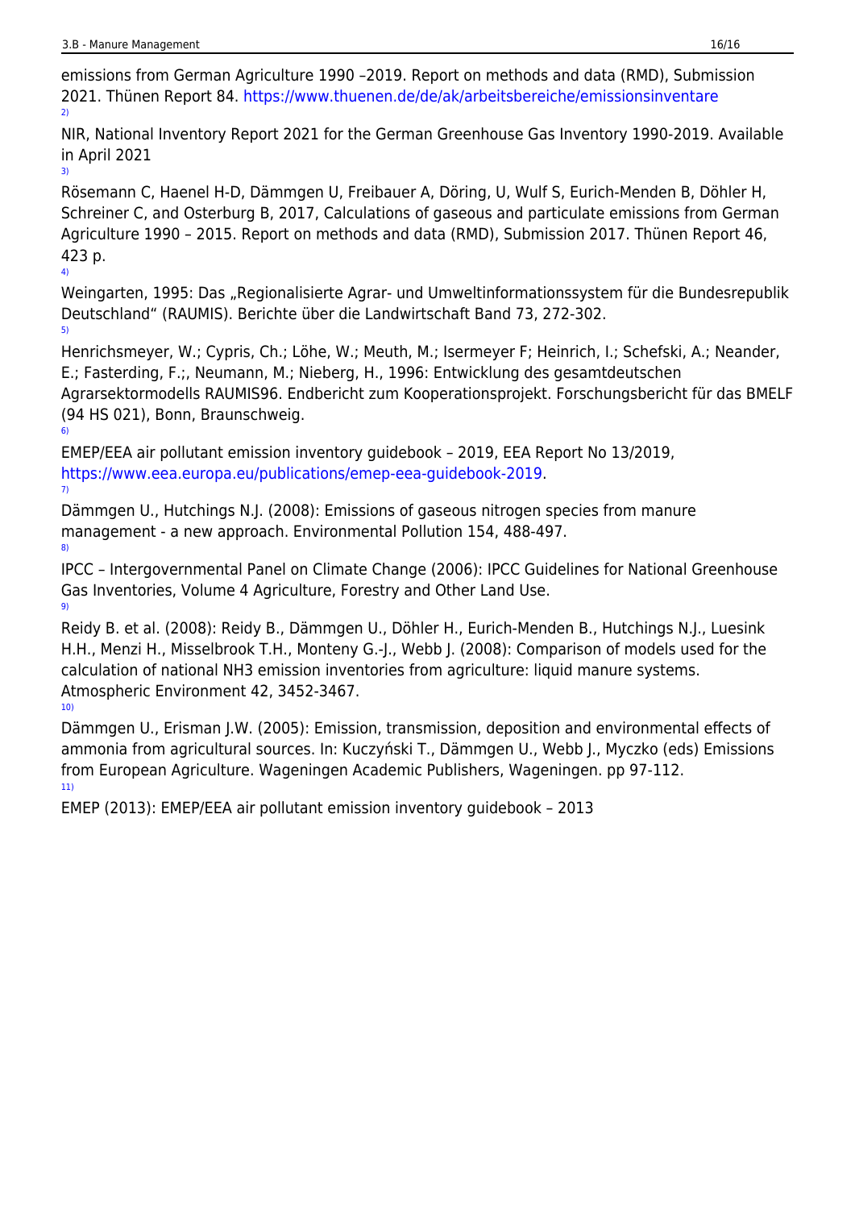emissions from German Agriculture 1990 –2019. Report on methods and data (RMD), Submission 2021. Thünen Report 84. https://www.thuenen.de/de/ak/arbeitsbereiche/emissionsinventare

[2] NIR, National Inventory Report 2021 for the German Greenhouse Gas Inventory 1990-2019. Available in April 2021

[3] Rösemann C, Haenel H-D, Dämmgen U, Freibauer A, Döring, U, Wulf S, Eurich-Menden B, Döhler H, Schreiner C, and Osterburg B, 2017, Calculations of gaseous and particulate emissions from German Agriculture 1990 – 2015. Report on methods and data (RMD), Submission 2017. Thünen Report 46, 423 p.

[4] Weingarten, 1995: Das „Regionalisierte Agrar- und Umweltinformationssystem für die Bundesrepublik Deutschland“ (RAUMIS). Berichte über die Landwirtschaft Band 73, 272-302.

[5] Henrichsmeyer, W.; Cypris, Ch.; Löhe, W.; Meuth, M.; Isermeyer F; Heinrich, I.; Schefski, A.; Neander, E.; Fasterding, F.;, Neumann, M.; Nieberg, H., 1996: Entwicklung des gesamtdeutschen Agrarsektormodells RAUMIS96. Endbericht zum Kooperationsprojekt. Forschungsbericht für das BMELF (94 HS 021), Bonn, Braunschweig.

[6] EMEP/EEA air pollutant emission inventory guidebook – 2019, EEA Report No 13/2019, https://www.eea.europa.eu/publications/emep-eea-guidebook-2019.

[7] Dämmgen U., Hutchings N.J. (2008): Emissions of gaseous nitrogen species from manure management - a new approach. Environmental Pollution 154, 488-497.

[8] IPCC – Intergovernmental Panel on Climate Change (2006): IPCC Guidelines for National Greenhouse Gas Inventories, Volume 4 Agriculture, Forestry and Other Land Use.

[9] Reidy B. et al. (2008): Reidy B., Dämmgen U., Döhler H., Eurich-Menden B., Hutchings N.J., Luesink H.H., Menzi H., Misselbrook T.H., Monteny G.-J., Webb J. (2008): Comparison of models used for the calculation of national NH3 emission inventories from agriculture: liquid manure systems. Atmospheric Environment 42, 3452-3467.

[10] Dämmgen U., Erisman J.W. (2005): Emission, transmission, deposition and environmental effects of ammonia from agricultural sources. In: Kuczyński T., Dämmgen U., Webb J., Myczko (eds) Emissions from European Agriculture. Wageningen Academic Publishers, Wageningen. pp 97-112.

[11] EMEP (2013): EMEP/EEA air pollutant emission inventory guidebook – 2013